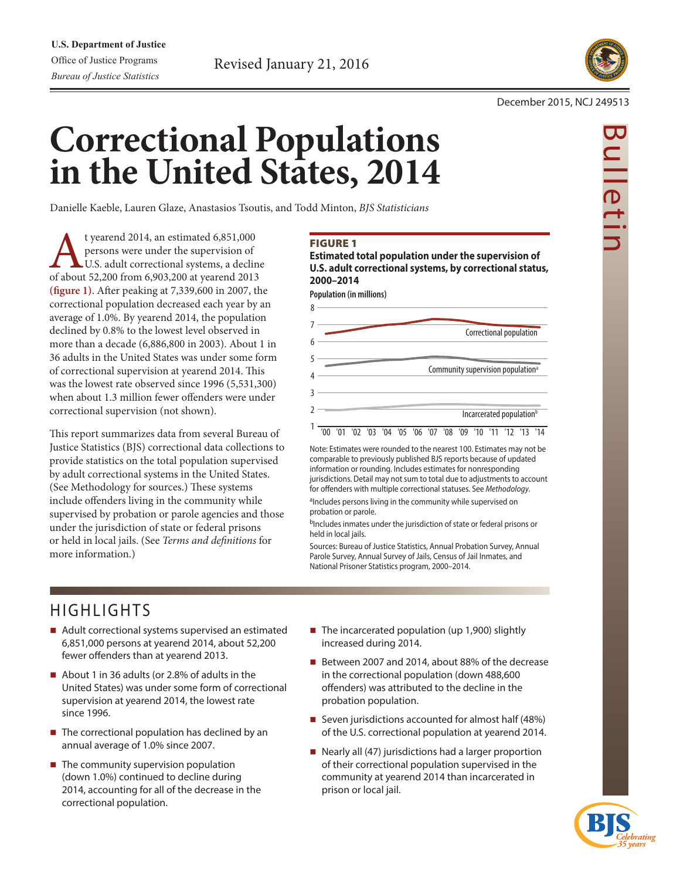U.S. Department of Justice
Office of Justice Programs
*Bureau of Justice Statistics*

Revised January 21, 2016

December 2015, NCJ 249513

Bulletin

# Correctional Populations in the United States, 2014

Danielle Kaeble, Lauren Glaze, Anastasios Tsoutis, and Todd Minton, *BJS Statisticians*

At yearend 2014, an estimated 6,851,000 persons were under the supervision of U.S. adult correctional systems, a decline of about 52,200 from 6,903,200 at yearend 2013 **(figure 1)**. After peaking at 7,339,600 in 2007, the correctional population decreased each year by an average of 1.0%. By yearend 2014, the population declined by 0.8% to the lowest level observed in more than a decade (6,886,800 in 2003). About 1 in 36 adults in the United States was under some form of correctional supervision at yearend 2014. This was the lowest rate observed since 1996 (5,531,300) when about 1.3 million fewer offenders were under correctional supervision (not shown).

This report summarizes data from several Bureau of Justice Statistics (BJS) correctional data collections to provide statistics on the total population supervised by adult correctional systems in the United States. (See Methodology for sources.) These systems include offenders living in the community while supervised by probation or parole agencies and those under the jurisdiction of state or federal prisons or held in local jails. (See *Terms and definitions* for more information.)

**FIGURE 1**

**Estimated total population under the supervision of U.S. adult correctional systems, by correctional status, 2000–2014**

Population (in millions)

Correctional population

Community supervision population[a]

Incarcerated population[b]

'00 '01 '02 '03 '04 '05 '06 '07 '08 '09 '10 '11 '12 '13 '14

Note: Estimates were rounded to the nearest 100. Estimates may not be comparable to previously published BJS reports because of updated information or rounding. Includes estimates for nonresponding jurisdictions. Detail may not sum to total due to adjustments to account for offenders with multiple correctional statuses. See *Methodology*.

[a]Includes persons living in the community while supervised on probation or parole.

[b]Includes inmates under the jurisdiction of state or federal prisons or held in local jails.

Sources: Bureau of Justice Statistics, Annual Probation Survey, Annual Parole Survey, Annual Survey of Jails, Census of Jail Inmates, and National Prisoner Statistics program, 2000–2014.

## HIGHLIGHTS

- Adult correctional systems supervised an estimated 6,851,000 persons at yearend 2014, about 52,200 fewer offenders than at yearend 2013.
- About 1 in 36 adults (or 2.8% of adults in the United States) was under some form of correctional supervision at yearend 2014, the lowest rate since 1996.
- The correctional population has declined by an annual average of 1.0% since 2007.
- The community supervision population (down 1.0%) continued to decline during 2014, accounting for all of the decrease in the correctional population.
- The incarcerated population (up 1,900) slightly increased during 2014.
- Between 2007 and 2014, about 88% of the decrease in the correctional population (down 488,600 offenders) was attributed to the decline in the probation population.
- Seven jurisdictions accounted for almost half (48%) of the U.S. correctional population at yearend 2014.
- Nearly all (47) jurisdictions had a larger proportion of their correctional population supervised in the community at yearend 2014 than incarcerated in prison or local jail.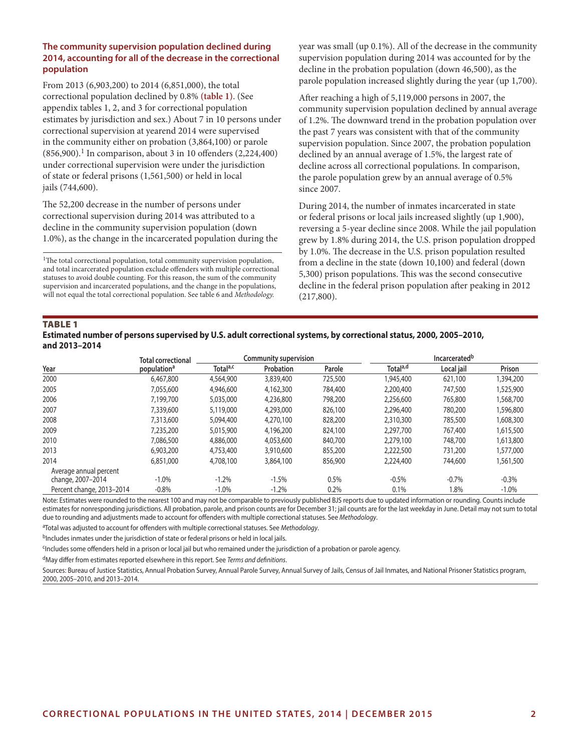## The community supervision population declined during 2014, accounting for all of the decrease in the correctional population

From 2013 (6,903,200) to 2014 (6,851,000), the total correctional population declined by 0.8% **(table 1)**. (See appendix tables 1, 2, and 3 for correctional population estimates by jurisdiction and sex.) About 7 in 10 persons under correctional supervision at yearend 2014 were supervised in the community either on probation (3,864,100) or parole (856,900).[1] In comparison, about 3 in 10 offenders (2,224,400) under correctional supervision were under the jurisdiction of state or federal prisons (1,561,500) or held in local jails (744,600).

The 52,200 decrease in the number of persons under correctional supervision during 2014 was attributed to a decline in the community supervision population (down 1.0%), as the change in the incarcerated population during the year was small (up 0.1%). All of the decrease in the community supervision population during 2014 was accounted for by the decline in the probation population (down 46,500), as the parole population increased slightly during the year (up 1,700).

After reaching a high of 5,119,000 persons in 2007, the community supervision population declined by annual average of 1.2%. The downward trend in the probation population over the past 7 years was consistent with that of the community supervision population. Since 2007, the probation population declined by an annual average of 1.5%, the largest rate of decline across all correctional populations. In comparison, the parole population grew by an annual average of 0.5% since 2007.

During 2014, the number of inmates incarcerated in state or federal prisons or local jails increased slightly (up 1,900), reversing a 5-year decline since 2008. While the jail population grew by 1.8% during 2014, the U.S. prison population dropped by 1.0%. The decrease in the U.S. prison population resulted from a decline in the state (down 10,100) and federal (down 5,300) prison populations. This was the second consecutive decline in the federal prison population after peaking in 2012 (217,800).

[1]The total correctional population, total community supervision population, and total incarcerated population exclude offenders with multiple correctional statuses to avoid double counting. For this reason, the sum of the community supervision and incarcerated populations, and the change in the populations, will not equal the total correctional population. See table 6 and *Methodology*.

**TABLE 1**
**Estimated number of persons supervised by U.S. adult correctional systems, by correctional status, 2000, 2005–2010, and 2013–2014**

| | Total correctional | Community supervision | | | Incarcerated[b] | | |
|---|---|---|---|---|---|---|---|
| Year | population[a] | Total[a,c] | Probation | Parole | Total[a,d] | Local jail | Prison |
| 2000 | 6,467,800 | 4,564,900 | 3,839,400 | 725,500 | 1,945,400 | 621,100 | 1,394,200 |
| 2005 | 7,055,600 | 4,946,600 | 4,162,300 | 784,400 | 2,200,400 | 747,500 | 1,525,900 |
| 2006 | 7,199,700 | 5,035,000 | 4,236,800 | 798,200 | 2,256,600 | 765,800 | 1,568,700 |
| 2007 | 7,339,600 | 5,119,000 | 4,293,000 | 826,100 | 2,296,400 | 780,200 | 1,596,800 |
| 2008 | 7,313,600 | 5,094,400 | 4,270,100 | 828,200 | 2,310,300 | 785,500 | 1,608,300 |
| 2009 | 7,235,200 | 5,015,900 | 4,196,200 | 824,100 | 2,297,700 | 767,400 | 1,615,500 |
| 2010 | 7,086,500 | 4,886,000 | 4,053,600 | 840,700 | 2,279,100 | 748,700 | 1,613,800 |
| 2013 | 6,903,200 | 4,753,400 | 3,910,600 | 855,200 | 2,222,500 | 731,200 | 1,577,000 |
| 2014 | 6,851,000 | 4,708,100 | 3,864,100 | 856,900 | 2,224,400 | 744,600 | 1,561,500 |
| Average annual percent change, 2007–2014 | -1.0% | -1.2% | -1.5% | 0.5% | -0.5% | -0.7% | -0.3% |
| Percent change, 2013–2014 | -0.8% | -1.0% | -1.2% | 0.2% | 0.1% | 1.8% | -1.0% |

Note: Estimates were rounded to the nearest 100 and may not be comparable to previously published BJS reports due to updated information or rounding. Counts include estimates for nonresponding jurisdictions. All probation, parole, and prison counts are for December 31; jail counts are for the last weekday in June. Detail may not sum to total due to rounding and adjustments made to account for offenders with multiple correctional statuses. See *Methodology*.

[a]Total was adjusted to account for offenders with multiple correctional statuses. See *Methodology*.

[b]Includes inmates under the jurisdiction of state or federal prisons or held in local jails.

[c]Includes some offenders held in a prison or local jail but who remained under the jurisdiction of a probation or parole agency.

[d]May differ from estimates reported elsewhere in this report. See *Terms and definitions*.

Sources: Bureau of Justice Statistics, Annual Probation Survey, Annual Parole Survey, Annual Survey of Jails, Census of Jail Inmates, and National Prisoner Statistics program, 2000, 2005–2010, and 2013–2014.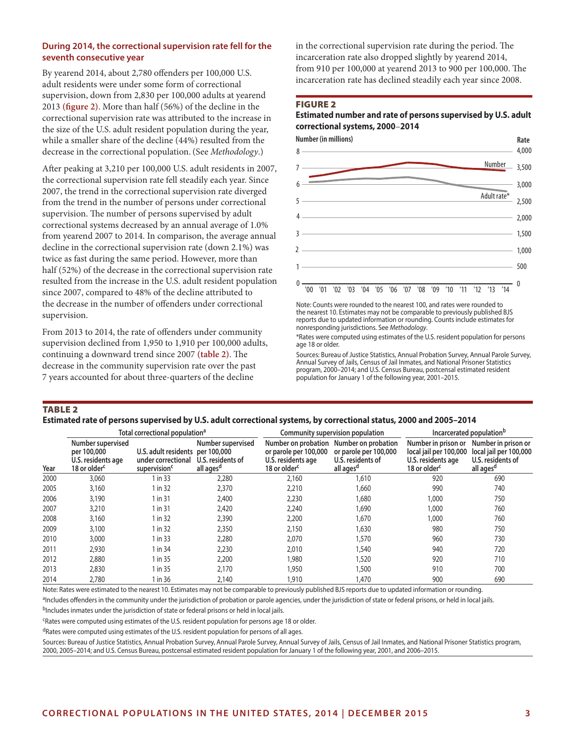### During 2014, the correctional supervision rate fell for the seventh consecutive year

By yearend 2014, about 2,780 offenders per 100,000 U.S. adult residents were under some form of correctional supervision, down from 2,830 per 100,000 adults at yearend 2013 **(figure 2)**. More than half (56%) of the decline in the correctional supervision rate was attributed to the increase in the size of the U.S. adult resident population during the year, while a smaller share of the decline (44%) resulted from the decrease in the correctional population. (See *Methodology*.)

After peaking at 3,210 per 100,000 U.S. adult residents in 2007, the correctional supervision rate fell steadily each year. Since 2007, the trend in the correctional supervision rate diverged from the trend in the number of persons under correctional supervision. The number of persons supervised by adult correctional systems decreased by an annual average of 1.0% from yearend 2007 to 2014. In comparison, the average annual decline in the correctional supervision rate (down 2.1%) was twice as fast during the same period. However, more than half (52%) of the decrease in the correctional supervision rate resulted from the increase in the U.S. adult resident population since 2007, compared to 48% of the decline attributed to the decrease in the number of offenders under correctional supervision.

From 2013 to 2014, the rate of offenders under community supervision declined from 1,950 to 1,910 per 100,000 adults, continuing a downward trend since 2007 **(table 2)**. The decrease in the community supervision rate over the past 7 years accounted for about three-quarters of the decline in the correctional supervision rate during the period. The incarceration rate also dropped slightly by yearend 2014, from 910 per 100,000 at yearend 2013 to 900 per 100,000. The incarceration rate has declined steadily each year since 2008.

**FIGURE 2**

**Estimated number and rate of persons supervised by U.S. adult correctional systems, 2000–2014**

Note: Counts were rounded to the nearest 100, and rates were rounded to the nearest 10. Estimates may not be comparable to previously published BJS reports due to updated information or rounding. Counts include estimates for nonresponding jurisdictions. See *Methodology*.

*Rates were computed using estimates of the U.S. resident population for persons age 18 or older.

Sources: Bureau of Justice Statistics, Annual Probation Survey, Annual Parole Survey, Annual Survey of Jails, Census of Jail Inmates, and National Prisoner Statistics program, 2000–2014; and U.S. Census Bureau, postcensal estimated resident population for January 1 of the following year, 2001–2015.

**TABLE 2**

**Estimated rate of persons supervised by U.S. adult correctional systems, by correctional status, 2000 and 2005–2014**

| | Total correctional population[a] | | | Community supervision population | | Incarcerated population[b] | |
|---|---|---|---|---|---|---|---|
| Year | Number supervised per 100,000 U.S. residents age 18 or older[c] | U.S. adult residents under correctional supervision[c] | Number supervised per 100,000 U.S. residents of all ages[d] | Number on probation or parole per 100,000 U.S. residents age 18 or older[c] | Number on probation or parole per 100,000 U.S. residents of all ages[d] | Number in prison or local jail per 100,000 U.S. residents age 18 or older[c] | Number in prison or local jail per 100,000 U.S. residents of all ages[d] |
| 2000 | 3,060 | 1 in 33 | 2,280 | 2,160 | 1,610 | 920 | 690 |
| 2005 | 3,160 | 1 in 32 | 2,370 | 2,210 | 1,660 | 990 | 740 |
| 2006 | 3,190 | 1 in 31 | 2,400 | 2,230 | 1,680 | 1,000 | 750 |
| 2007 | 3,210 | 1 in 31 | 2,420 | 2,240 | 1,690 | 1,000 | 760 |
| 2008 | 3,160 | 1 in 32 | 2,390 | 2,200 | 1,670 | 1,000 | 760 |
| 2009 | 3,100 | 1 in 32 | 2,350 | 2,150 | 1,630 | 980 | 750 |
| 2010 | 3,000 | 1 in 33 | 2,280 | 2,070 | 1,570 | 960 | 730 |
| 2011 | 2,930 | 1 in 34 | 2,230 | 2,010 | 1,540 | 940 | 720 |
| 2012 | 2,880 | 1 in 35 | 2,200 | 1,980 | 1,520 | 920 | 710 |
| 2013 | 2,830 | 1 in 35 | 2,170 | 1,950 | 1,500 | 910 | 700 |
| 2014 | 2,780 | 1 in 36 | 2,140 | 1,910 | 1,470 | 900 | 690 |

Note: Rates were estimated to the nearest 10. Estimates may not be comparable to previously published BJS reports due to updated information or rounding.

[a]Includes offenders in the community under the jurisdiction of probation or parole agencies, under the jurisdiction of state or federal prisons, or held in local jails.

[b]Includes inmates under the jurisdiction of state or federal prisons or held in local jails.

[c]Rates were computed using estimates of the U.S. resident population for persons age 18 or older.

[d]Rates were computed using estimates of the U.S. resident population for persons of all ages.

Sources: Bureau of Justice Statistics, Annual Probation Survey, Annual Parole Survey, Annual Survey of Jails, Census of Jail Inmates, and National Prisoner Statistics program, 2000, 2005–2014; and U.S. Census Bureau, postcensal estimated resident population for January 1 of the following year, 2001, and 2006–2015.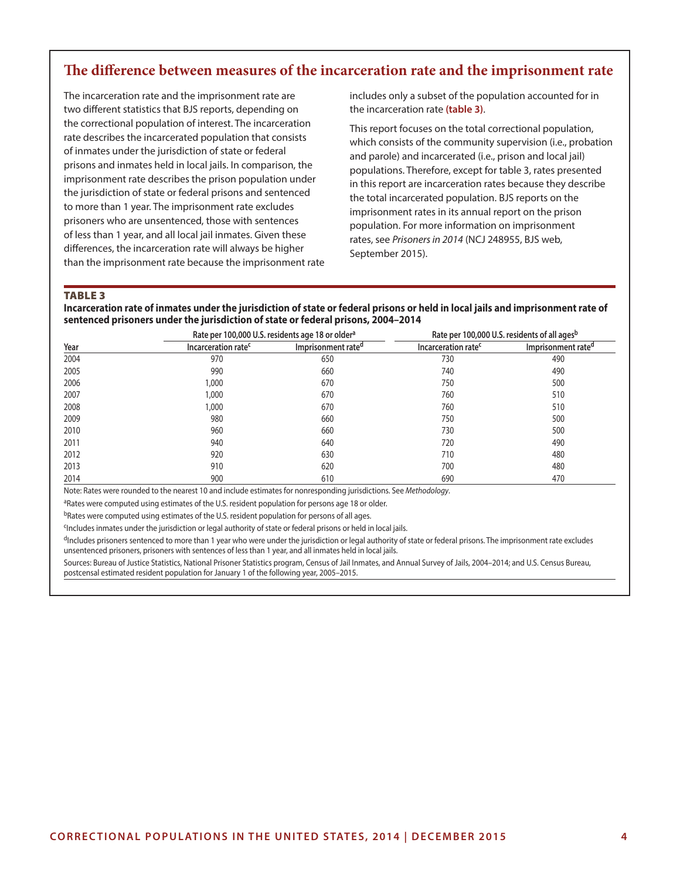## The difference between measures of the incarceration rate and the imprisonment rate

The incarceration rate and the imprisonment rate are two different statistics that BJS reports, depending on the correctional population of interest. The incarceration rate describes the incarcerated population that consists of inmates under the jurisdiction of state or federal prisons and inmates held in local jails. In comparison, the imprisonment rate describes the prison population under the jurisdiction of state or federal prisons and sentenced to more than 1 year. The imprisonment rate excludes prisoners who are unsentenced, those with sentences of less than 1 year, and all local jail inmates. Given these differences, the incarceration rate will always be higher than the imprisonment rate because the imprisonment rate includes only a subset of the population accounted for in the incarceration rate **(table 3)**.

This report focuses on the total correctional population, which consists of the community supervision (i.e., probation and parole) and incarcerated (i.e., prison and local jail) populations. Therefore, except for table 3, rates presented in this report are incarceration rates because they describe the total incarcerated population. BJS reports on the imprisonment rates in its annual report on the prison population. For more information on imprisonment rates, see *Prisoners in 2014* (NCJ 248955, BJS web, September 2015).

**TABLE 3**

**Incarceration rate of inmates under the jurisdiction of state or federal prisons or held in local jails and imprisonment rate of sentenced prisoners under the jurisdiction of state or federal prisons, 2004–2014**

| | Rate per 100,000 U.S. residents age 18 or older[a] | | Rate per 100,000 U.S. residents of all ages[b] | |
|---|---|---|---|---|
| Year | Incarceration rate[c] | Imprisonment rate[d] | Incarceration rate[c] | Imprisonment rate[d] |
| 2004 | 970 | 650 | 730 | 490 |
| 2005 | 990 | 660 | 740 | 490 |
| 2006 | 1,000 | 670 | 750 | 500 |
| 2007 | 1,000 | 670 | 760 | 510 |
| 2008 | 1,000 | 670 | 760 | 510 |
| 2009 | 980 | 660 | 750 | 500 |
| 2010 | 960 | 660 | 730 | 500 |
| 2011 | 940 | 640 | 720 | 490 |
| 2012 | 920 | 630 | 710 | 480 |
| 2013 | 910 | 620 | 700 | 480 |
| 2014 | 900 | 610 | 690 | 470 |

Note: Rates were rounded to the nearest 10 and include estimates for nonresponding jurisdictions. See *Methodology*.

[a]Rates were computed using estimates of the U.S. resident population for persons age 18 or older.

[b]Rates were computed using estimates of the U.S. resident population for persons of all ages.

[c]Includes inmates under the jurisdiction or legal authority of state or federal prisons or held in local jails.

[d]Includes prisoners sentenced to more than 1 year who were under the jurisdiction or legal authority of state or federal prisons. The imprisonment rate excludes unsentenced prisoners, prisoners with sentences of less than 1 year, and all inmates held in local jails.

Sources: Bureau of Justice Statistics, National Prisoner Statistics program, Census of Jail Inmates, and Annual Survey of Jails, 2004–2014; and U.S. Census Bureau, postcensal estimated resident population for January 1 of the following year, 2005–2015.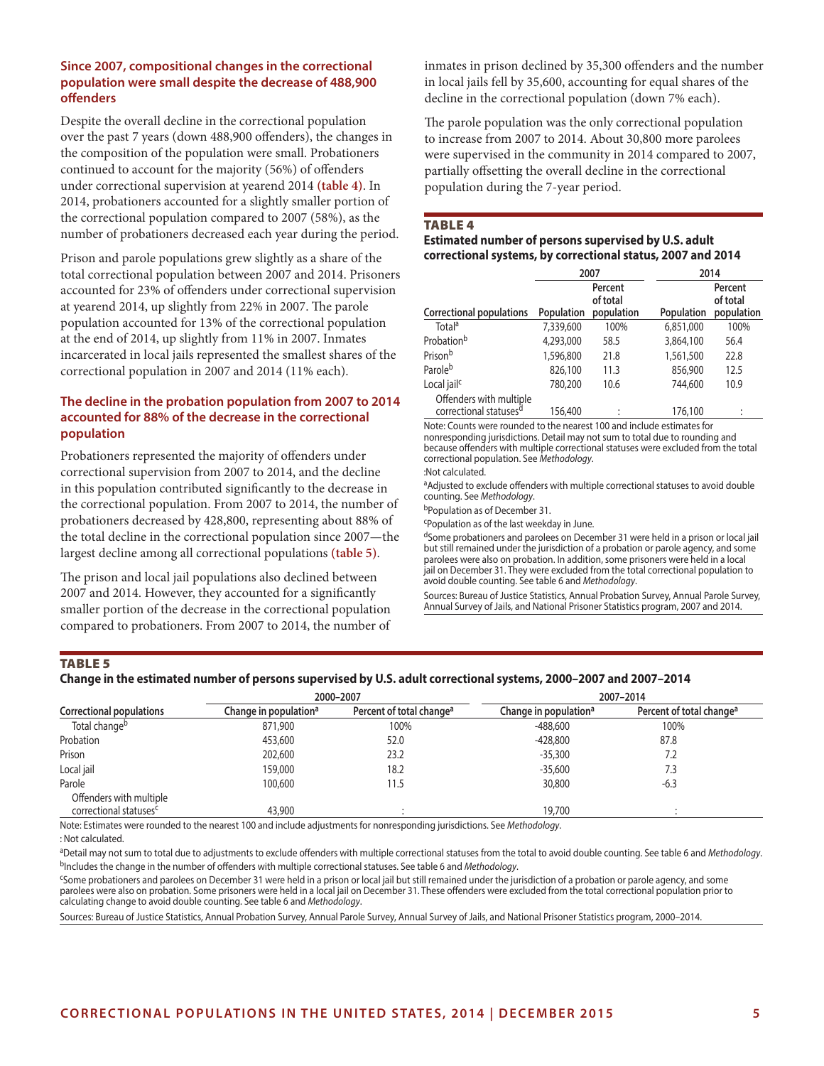### Since 2007, compositional changes in the correctional population were small despite the decrease of 488,900 offenders

Despite the overall decline in the correctional population over the past 7 years (down 488,900 offenders), the changes in the composition of the population were small. Probationers continued to account for the majority (56%) of offenders under correctional supervision at yearend 2014 **(table 4)**. In 2014, probationers accounted for a slightly smaller portion of the correctional population compared to 2007 (58%), as the number of probationers decreased each year during the period.

Prison and parole populations grew slightly as a share of the total correctional population between 2007 and 2014. Prisoners accounted for 23% of offenders under correctional supervision at yearend 2014, up slightly from 22% in 2007. The parole population accounted for 13% of the correctional population at the end of 2014, up slightly from 11% in 2007. Inmates incarcerated in local jails represented the smallest shares of the correctional population in 2007 and 2014 (11% each).

### The decline in the probation population from 2007 to 2014 accounted for 88% of the decrease in the correctional population

Probationers represented the majority of offenders under correctional supervision from 2007 to 2014, and the decline in this population contributed significantly to the decrease in the correctional population. From 2007 to 2014, the number of probationers decreased by 428,800, representing about 88% of the total decline in the correctional population since 2007—the largest decline among all correctional populations **(table 5)**.

The prison and local jail populations also declined between 2007 and 2014. However, they accounted for a significantly smaller portion of the decrease in the correctional population compared to probationers. From 2007 to 2014, the number of inmates in prison declined by 35,300 offenders and the number in local jails fell by 35,600, accounting for equal shares of the decline in the correctional population (down 7% each).

The parole population was the only correctional population to increase from 2007 to 2014. About 30,800 more parolees were supervised in the community in 2014 compared to 2007, partially offsetting the overall decline in the correctional population during the 7-year period.

**TABLE 4**
**Estimated number of persons supervised by U.S. adult correctional systems, by correctional status, 2007 and 2014**

| | 2007 | | 2014 | |
|---|---|---|---|---|
| Correctional populations | Population | Percent of total population | Population | Percent of total population |
| Total[a] | 7,339,600 | 100% | 6,851,000 | 100% |
| Probation[b] | 4,293,000 | 58.5 | 3,864,100 | 56.4 |
| Prison[b] | 1,596,800 | 21.8 | 1,561,500 | 22.8 |
| Parole[b] | 826,100 | 11.3 | 856,900 | 12.5 |
| Local jail[c] | 780,200 | 10.6 | 744,600 | 10.9 |
| Offenders with multiple correctional statuses[d] | 156,400 | : | 176,100 | : |

Note: Counts were rounded to the nearest 100 and include estimates for nonresponding jurisdictions. Detail may not sum to total due to rounding and because offenders with multiple correctional statuses were excluded from the total correctional population. See *Methodology*.

:Not calculated.

[a]Adjusted to exclude offenders with multiple correctional statuses to avoid double counting. See *Methodology*.

[b]Population as of December 31.

[c]Population as of the last weekday in June.

[d]Some probationers and parolees on December 31 were held in a prison or local jail but still remained under the jurisdiction of a probation or parole agency, and some parolees were also on probation. In addition, some prisoners were held in a local jail on December 31. They were excluded from the total correctional population to avoid double counting. See table 6 and *Methodology*.

Sources: Bureau of Justice Statistics, Annual Probation Survey, Annual Parole Survey, Annual Survey of Jails, and National Prisoner Statistics program, 2007 and 2014.

**TABLE 5**
**Change in the estimated number of persons supervised by U.S. adult correctional systems, 2000–2007 and 2007–2014**

| | 2000–2007 | | 2007–2014 | |
|---|---|---|---|---|
| Correctional populations | Change in population[a] | Percent of total change[a] | Change in population[a] | Percent of total change[a] |
| Total change[b] | 871,900 | 100% | -488,600 | 100% |
| Probation | 453,600 | 52.0 | -428,800 | 87.8 |
| Prison | 202,600 | 23.2 | -35,300 | 7.2 |
| Local jail | 159,000 | 18.2 | -35,600 | 7.3 |
| Parole | 100,600 | 11.5 | 30,800 | -6.3 |
| Offenders with multiple correctional statuses[c] | 43,900 | : | 19,700 | : |

Note: Estimates were rounded to the nearest 100 and include adjustments for nonresponding jurisdictions. See *Methodology*.

: Not calculated.

[a]Detail may not sum to total due to adjustments to exclude offenders with multiple correctional statuses from the total to avoid double counting. See table 6 and *Methodology*.

[b]Includes the change in the number of offenders with multiple correctional statuses. See table 6 and *Methodology*.

[c]Some probationers and parolees on December 31 were held in a prison or local jail but still remained under the jurisdiction of a probation or parole agency, and some parolees were also on probation. Some prisoners were held in a local jail on December 31. These offenders were excluded from the total correctional population prior to calculating change to avoid double counting. See table 6 and *Methodology*.

Sources: Bureau of Justice Statistics, Annual Probation Survey, Annual Parole Survey, Annual Survey of Jails, and National Prisoner Statistics program, 2000–2014.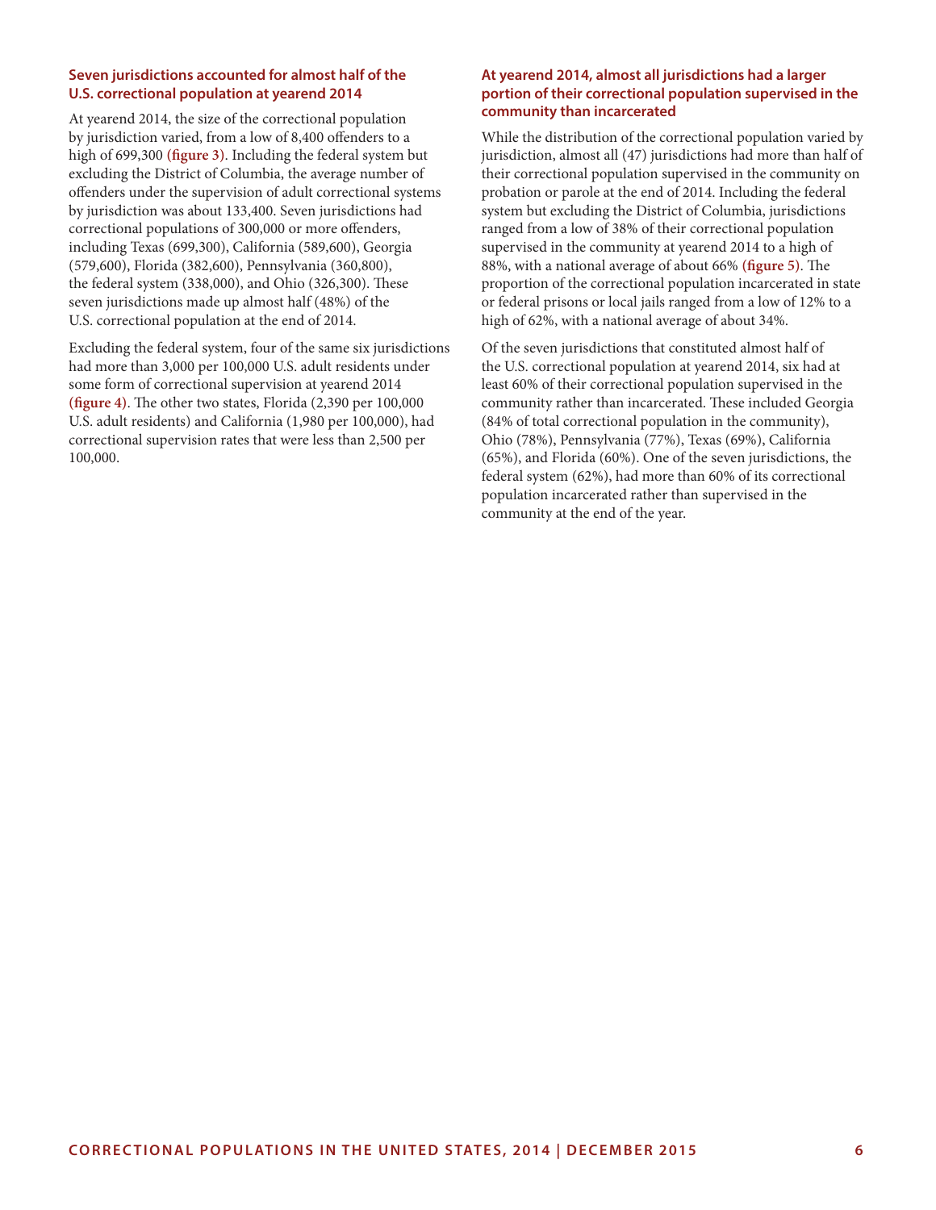### Seven jurisdictions accounted for almost half of the U.S. correctional population at yearend 2014

At yearend 2014, the size of the correctional population by jurisdiction varied, from a low of 8,400 offenders to a high of 699,300 **(figure 3)**. Including the federal system but excluding the District of Columbia, the average number of offenders under the supervision of adult correctional systems by jurisdiction was about 133,400. Seven jurisdictions had correctional populations of 300,000 or more offenders, including Texas (699,300), California (589,600), Georgia (579,600), Florida (382,600), Pennsylvania (360,800), the federal system (338,000), and Ohio (326,300). These seven jurisdictions made up almost half (48%) of the U.S. correctional population at the end of 2014.

Excluding the federal system, four of the same six jurisdictions had more than 3,000 per 100,000 U.S. adult residents under some form of correctional supervision at yearend 2014 **(figure 4)**. The other two states, Florida (2,390 per 100,000 U.S. adult residents) and California (1,980 per 100,000), had correctional supervision rates that were less than 2,500 per 100,000.

### At yearend 2014, almost all jurisdictions had a larger portion of their correctional population supervised in the community than incarcerated

While the distribution of the correctional population varied by jurisdiction, almost all (47) jurisdictions had more than half of their correctional population supervised in the community on probation or parole at the end of 2014. Including the federal system but excluding the District of Columbia, jurisdictions ranged from a low of 38% of their correctional population supervised in the community at yearend 2014 to a high of 88%, with a national average of about 66% **(figure 5)**. The proportion of the correctional population incarcerated in state or federal prisons or local jails ranged from a low of 12% to a high of 62%, with a national average of about 34%.

Of the seven jurisdictions that constituted almost half of the U.S. correctional population at yearend 2014, six had at least 60% of their correctional population supervised in the community rather than incarcerated. These included Georgia (84% of total correctional population in the community), Ohio (78%), Pennsylvania (77%), Texas (69%), California (65%), and Florida (60%). One of the seven jurisdictions, the federal system (62%), had more than 60% of its correctional population incarcerated rather than supervised in the community at the end of the year.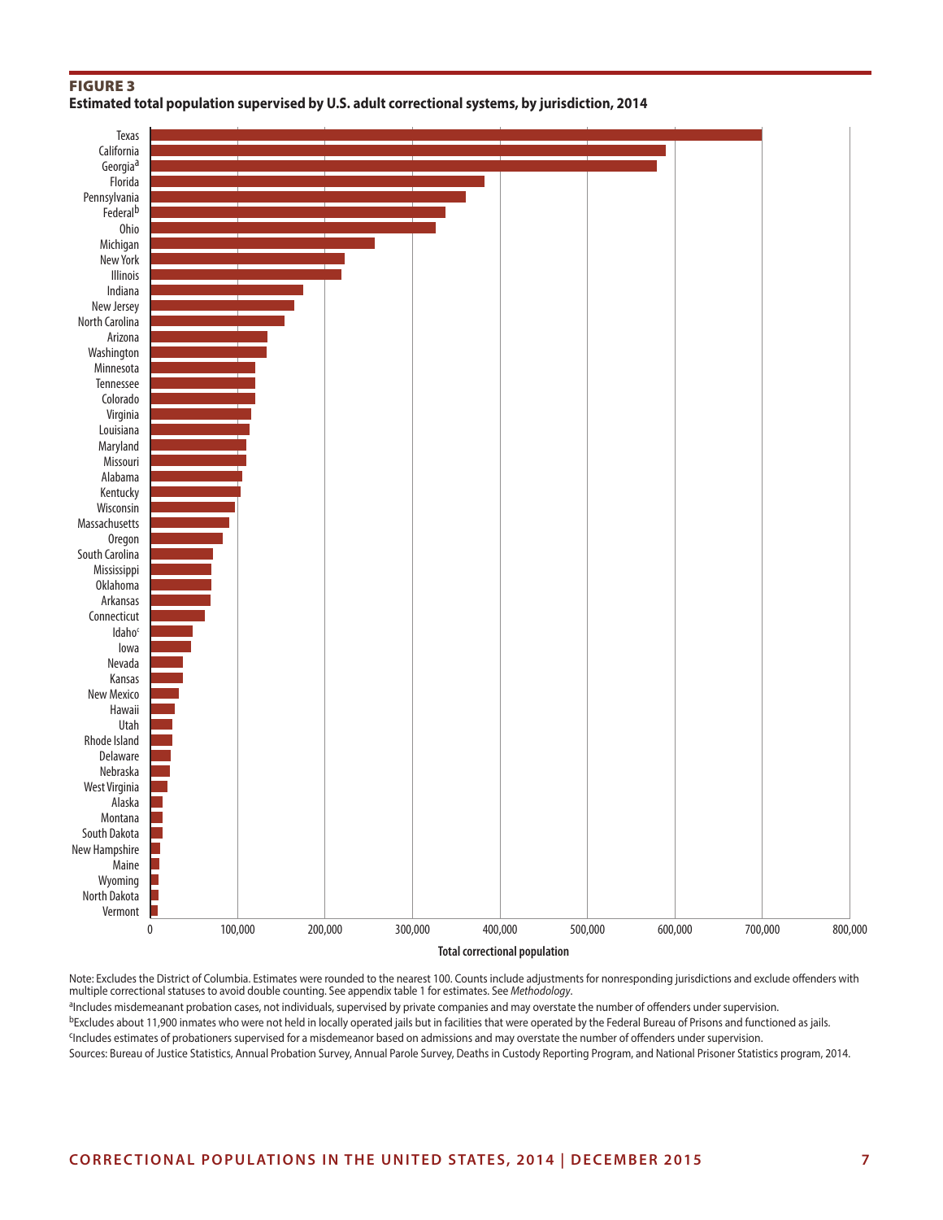**FIGURE 3**

**Estimated total population supervised by U.S. adult correctional systems, by jurisdiction, 2014**

Texas
California
Georgia[a]
Florida
Pennsylvania
Federal[b]
Ohio
Michigan
New York
Illinois
Indiana
New Jersey
North Carolina
Arizona
Washington
Minnesota
Tennessee
Colorado
Virginia
Louisiana
Maryland
Missouri
Alabama
Kentucky
Wisconsin
Massachusetts
Oregon
South Carolina
Mississippi
Oklahoma
Arkansas
Connecticut
Idaho[c]
Iowa
Nevada
Kansas
New Mexico
Hawaii
Utah
Rhode Island
Delaware
Nebraska
West Virginia
Alaska
Montana
South Dakota
New Hampshire
Maine
Wyoming
North Dakota
Vermont

0 100,000 200,000 300,000 400,000 500,000 600,000 700,000 800,000

Total correctional population

Note: Excludes the District of Columbia. Estimates were rounded to the nearest 100. Counts include adjustments for nonresponding jurisdictions and exclude offenders with multiple correctional statuses to avoid double counting. See appendix table 1 for estimates. See *Methodology*.

[a]Includes misdemeanant probation cases, not individuals, supervised by private companies and may overstate the number of offenders under supervision.

[b]Excludes about 11,900 inmates who were not held in locally operated jails but in facilities that were operated by the Federal Bureau of Prisons and functioned as jails.

[c]Includes estimates of probationers supervised for a misdemeanor based on admissions and may overstate the number of offenders under supervision.

Sources: Bureau of Justice Statistics, Annual Probation Survey, Annual Parole Survey, Deaths in Custody Reporting Program, and National Prisoner Statistics program, 2014.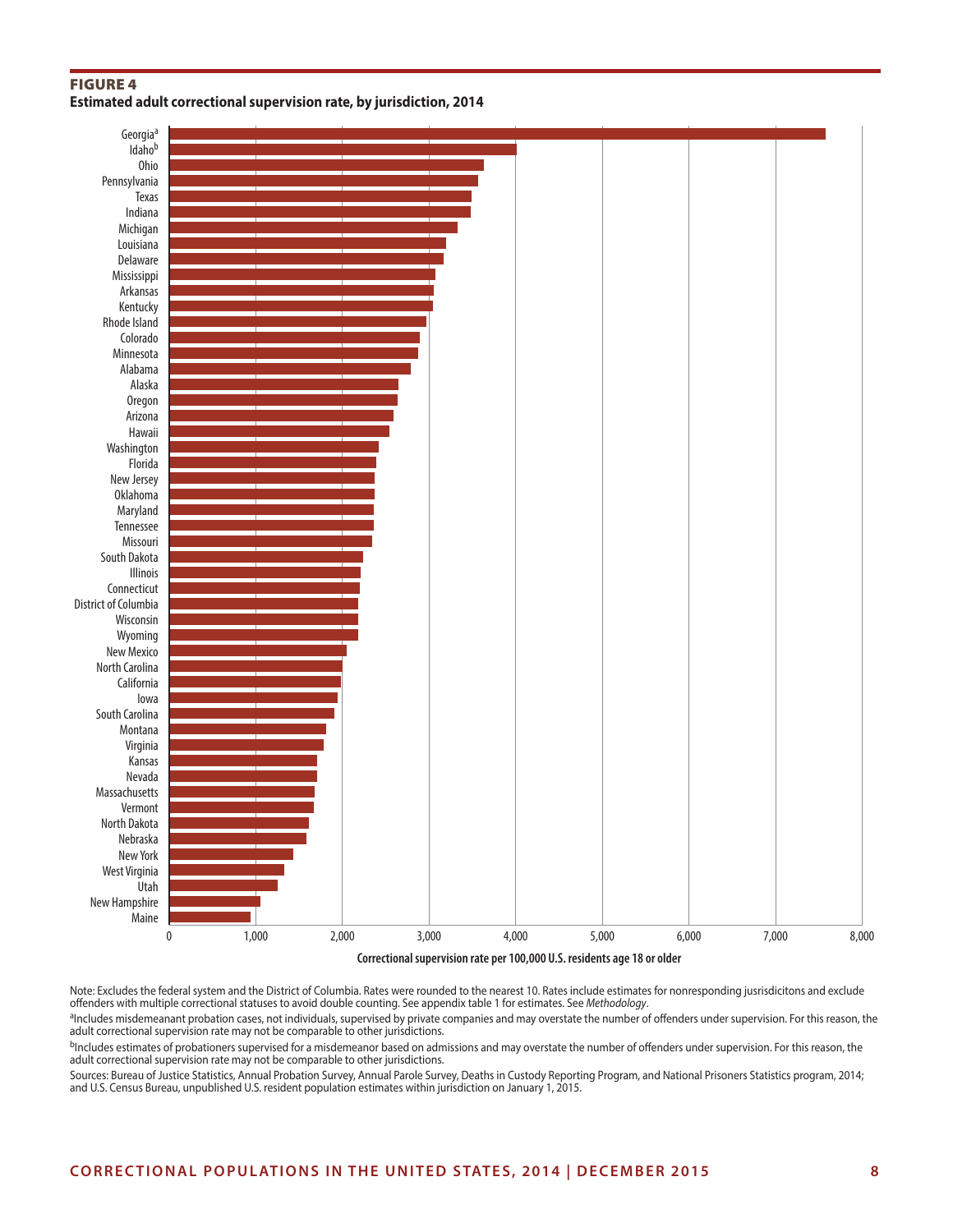**FIGURE 4**

**Estimated adult correctional supervision rate, by jurisdiction, 2014**

| Jurisdiction | Correctional supervision rate per 100,000 U.S. residents age 18 or older |
|---|---|
| Georgia[a] | ~7,590 |
| Idaho[b] | ~4,020 |
| Ohio | ~3,640 |
| Pennsylvania | ~3,570 |
| Texas | ~3,500 |
| Indiana | ~3,490 |
| Michigan | ~3,340 |
| Louisiana | ~3,200 |
| Delaware | ~3,170 |
| Mississippi | ~3,080 |
| Arkansas | ~3,060 |
| Kentucky | ~3,050 |
| Rhode Island | ~2,980 |
| Colorado | ~2,900 |
| Minnesota | ~2,880 |
| Alabama | ~2,800 |
| Alaska | ~2,660 |
| Oregon | ~2,650 |
| Arizona | ~2,600 |
| Hawaii | ~2,550 |
| Washington | ~2,430 |
| Florida | ~2,400 |
| New Jersey | ~2,380 |
| Oklahoma | ~2,380 |
| Maryland | ~2,370 |
| Tennessee | ~2,370 |
| Missouri | ~2,350 |
| South Dakota | ~2,250 |
| Illinois | ~2,220 |
| Connecticut | ~2,210 |
| District of Columbia | ~2,190 |
| Wisconsin | ~2,190 |
| Wyoming | ~2,190 |
| New Mexico | ~2,060 |
| North Carolina | ~2,010 |
| California | ~1,990 |
| Iowa | ~1,950 |
| South Carolina | ~1,910 |
| Montana | ~1,820 |
| Virginia | ~1,790 |
| Kansas | ~1,720 |
| Nevada | ~1,710 |
| Massachusetts | ~1,680 |
| Vermont | ~1,670 |
| North Dakota | ~1,620 |
| Nebraska | ~1,590 |
| New York | ~1,440 |
| West Virginia | ~1,340 |
| Utah | ~1,260 |
| New Hampshire | ~1,060 |
| Maine | ~950 |

Note: Excludes the federal system and the District of Columbia. Rates were rounded to the nearest 10. Rates include estimates for nonresponding jusrisdicitons and exclude offenders with multiple correctional statuses to avoid double counting. See appendix table 1 for estimates. See *Methodology*.

[a]Includes misdemeanant probation cases, not individuals, supervised by private companies and may overstate the number of offenders under supervision. For this reason, the adult correctional supervision rate may not be comparable to other jurisdictions.

[b]Includes estimates of probationers supervised for a misdemeanor based on admissions and may overstate the number of offenders under supervision. For this reason, the adult correctional supervision rate may not be comparable to other jurisdictions.

Sources: Bureau of Justice Statistics, Annual Probation Survey, Annual Parole Survey, Deaths in Custody Reporting Program, and National Prisoners Statistics program, 2014; and U.S. Census Bureau, unpublished U.S. resident population estimates within jurisdiction on January 1, 2015.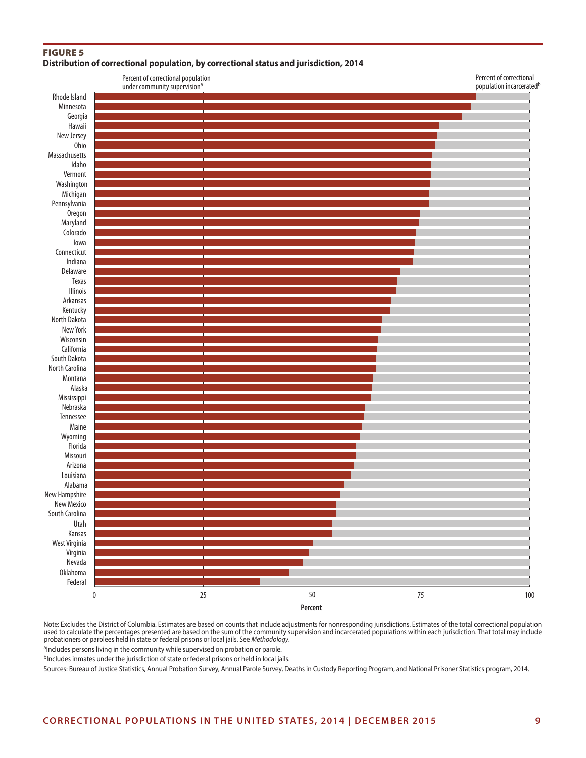**FIGURE 5**

**Distribution of correctional population, by correctional status and jurisdiction, 2014**

Percent of correctional population under community supervision[a]

Percent of correctional population incarcerated[b]

Rhode Island
Minnesota
Georgia
Hawaii
New Jersey
Ohio
Massachusetts
Idaho
Vermont
Washington
Michigan
Pennsylvania
Oregon
Maryland
Colorado
Iowa
Connecticut
Indiana
Delaware
Texas
Illinois
Arkansas
Kentucky
North Dakota
New York
Wisconsin
California
South Dakota
North Carolina
Montana
Alaska
Mississippi
Nebraska
Tennessee
Maine
Wyoming
Florida
Missouri
Arizona
Louisiana
Alabama
New Hampshire
New Mexico
South Carolina
Utah
Kansas
West Virginia
Virginia
Nevada
Oklahoma
Federal

0 25 50 75 100

Percent

Note: Excludes the District of Columbia. Estimates are based on counts that include adjustments for nonresponding jurisdictions. Estimates of the total correctional population used to calculate the percentages presented are based on the sum of the community supervision and incarcerated populations within each jurisdiction. That total may include probationers or parolees held in state or federal prisons or local jails. See *Methodology*.

[a]Includes persons living in the community while supervised on probation or parole.

[b]Includes inmates under the jurisdiction of state or federal prisons or held in local jails.

Sources: Bureau of Justice Statistics, Annual Probation Survey, Annual Parole Survey, Deaths in Custody Reporting Program, and National Prisoner Statistics program, 2014.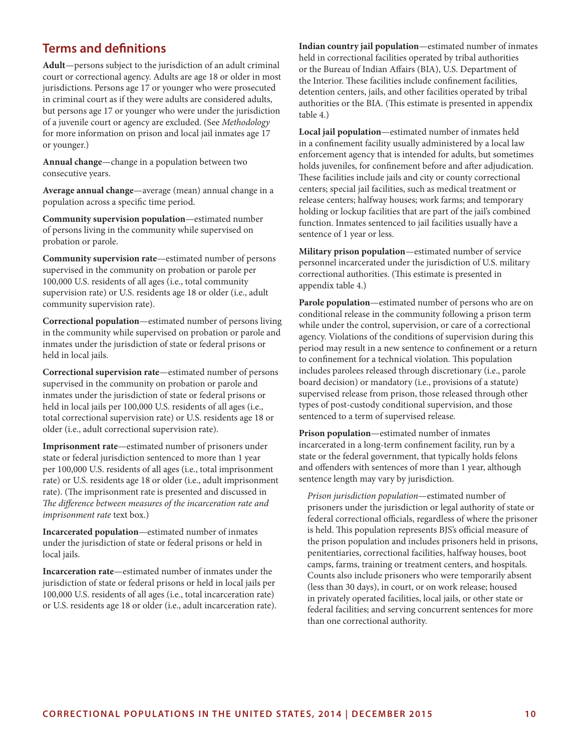## Terms and definitions

**Adult**—persons subject to the jurisdiction of an adult criminal court or correctional agency. Adults are age 18 or older in most jurisdictions. Persons age 17 or younger who were prosecuted in criminal court as if they were adults are considered adults, but persons age 17 or younger who were under the jurisdiction of a juvenile court or agency are excluded. (See *Methodology* for more information on prison and local jail inmates age 17 or younger.)

**Annual change**—change in a population between two consecutive years.

**Average annual change**—average (mean) annual change in a population across a specific time period.

**Community supervision population**—estimated number of persons living in the community while supervised on probation or parole.

**Community supervision rate**—estimated number of persons supervised in the community on probation or parole per 100,000 U.S. residents of all ages (i.e., total community supervision rate) or U.S. residents age 18 or older (i.e., adult community supervision rate).

**Correctional population**—estimated number of persons living in the community while supervised on probation or parole and inmates under the jurisdiction of state or federal prisons or held in local jails.

**Correctional supervision rate**—estimated number of persons supervised in the community on probation or parole and inmates under the jurisdiction of state or federal prisons or held in local jails per 100,000 U.S. residents of all ages (i.e., total correctional supervision rate) or U.S. residents age 18 or older (i.e., adult correctional supervision rate).

**Imprisonment rate**—estimated number of prisoners under state or federal jurisdiction sentenced to more than 1 year per 100,000 U.S. residents of all ages (i.e., total imprisonment rate) or U.S. residents age 18 or older (i.e., adult imprisonment rate). (The imprisonment rate is presented and discussed in *The difference between measures of the incarceration rate and imprisonment rate* text box.)

**Incarcerated population**—estimated number of inmates under the jurisdiction of state or federal prisons or held in local jails.

**Incarceration rate**—estimated number of inmates under the jurisdiction of state or federal prisons or held in local jails per 100,000 U.S. residents of all ages (i.e., total incarceration rate) or U.S. residents age 18 or older (i.e., adult incarceration rate).

**Indian country jail population**—estimated number of inmates held in correctional facilities operated by tribal authorities or the Bureau of Indian Affairs (BIA), U.S. Department of the Interior. These facilities include confinement facilities, detention centers, jails, and other facilities operated by tribal authorities or the BIA. (This estimate is presented in appendix table 4.)

**Local jail population**—estimated number of inmates held in a confinement facility usually administered by a local law enforcement agency that is intended for adults, but sometimes holds juveniles, for confinement before and after adjudication. These facilities include jails and city or county correctional centers; special jail facilities, such as medical treatment or release centers; halfway houses; work farms; and temporary holding or lockup facilities that are part of the jail's combined function. Inmates sentenced to jail facilities usually have a sentence of 1 year or less.

**Military prison population**—estimated number of service personnel incarcerated under the jurisdiction of U.S. military correctional authorities. (This estimate is presented in appendix table 4.)

**Parole population**—estimated number of persons who are on conditional release in the community following a prison term while under the control, supervision, or care of a correctional agency. Violations of the conditions of supervision during this period may result in a new sentence to confinement or a return to confinement for a technical violation. This population includes parolees released through discretionary (i.e., parole board decision) or mandatory (i.e., provisions of a statute) supervised release from prison, those released through other types of post-custody conditional supervision, and those sentenced to a term of supervised release.

**Prison population**—estimated number of inmates incarcerated in a long-term confinement facility, run by a state or the federal government, that typically holds felons and offenders with sentences of more than 1 year, although sentence length may vary by jurisdiction.

*Prison jurisdiction population*—estimated number of prisoners under the jurisdiction or legal authority of state or federal correctional officials, regardless of where the prisoner is held. This population represents BJS's official measure of the prison population and includes prisoners held in prisons, penitentiaries, correctional facilities, halfway houses, boot camps, farms, training or treatment centers, and hospitals. Counts also include prisoners who were temporarily absent (less than 30 days), in court, or on work release; housed in privately operated facilities, local jails, or other state or federal facilities; and serving concurrent sentences for more than one correctional authority.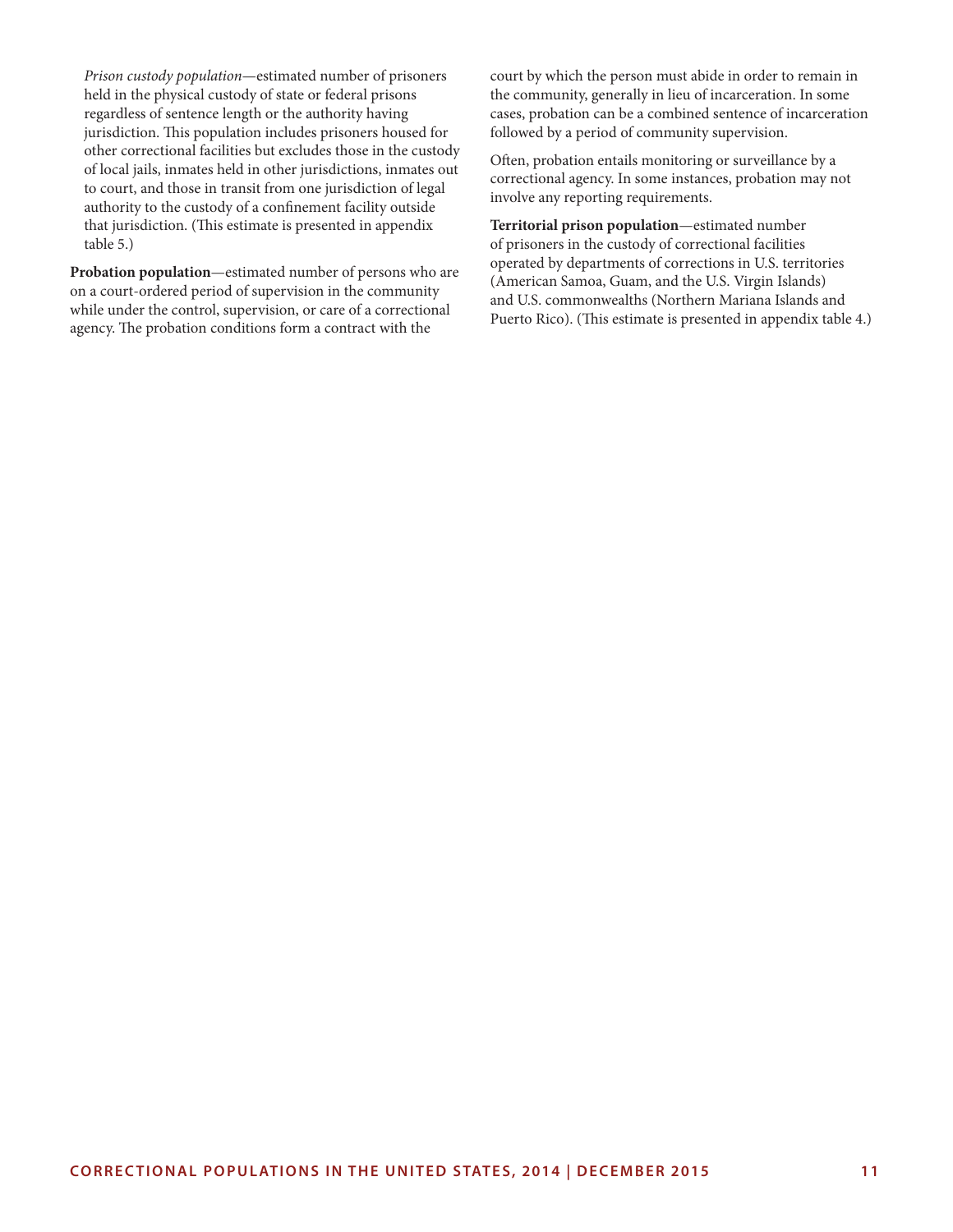*Prison custody population*—estimated number of prisoners held in the physical custody of state or federal prisons regardless of sentence length or the authority having jurisdiction. This population includes prisoners housed for other correctional facilities but excludes those in the custody of local jails, inmates held in other jurisdictions, inmates out to court, and those in transit from one jurisdiction of legal authority to the custody of a confinement facility outside that jurisdiction. (This estimate is presented in appendix table 5.)

**Probation population**—estimated number of persons who are on a court-ordered period of supervision in the community while under the control, supervision, or care of a correctional agency. The probation conditions form a contract with the court by which the person must abide in order to remain in the community, generally in lieu of incarceration. In some cases, probation can be a combined sentence of incarceration followed by a period of community supervision.

Often, probation entails monitoring or surveillance by a correctional agency. In some instances, probation may not involve any reporting requirements.

**Territorial prison population**—estimated number of prisoners in the custody of correctional facilities operated by departments of corrections in U.S. territories (American Samoa, Guam, and the U.S. Virgin Islands) and U.S. commonwealths (Northern Mariana Islands and Puerto Rico). (This estimate is presented in appendix table 4.)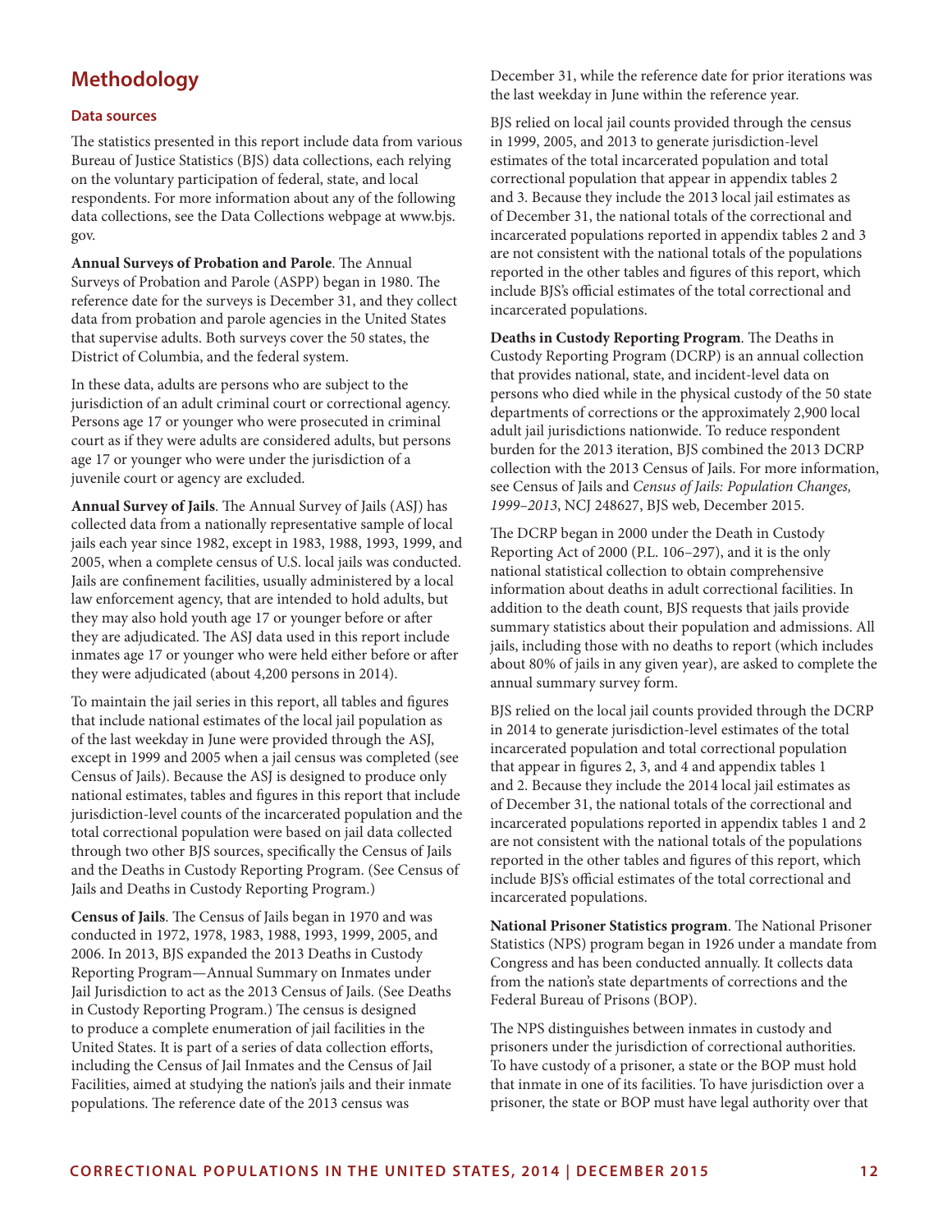## Methodology

### Data sources

The statistics presented in this report include data from various Bureau of Justice Statistics (BJS) data collections, each relying on the voluntary participation of federal, state, and local respondents. For more information about any of the following data collections, see the Data Collections webpage at www.bjs.gov.

**Annual Surveys of Probation and Parole**. The Annual Surveys of Probation and Parole (ASPP) began in 1980. The reference date for the surveys is December 31, and they collect data from probation and parole agencies in the United States that supervise adults. Both surveys cover the 50 states, the District of Columbia, and the federal system.

In these data, adults are persons who are subject to the jurisdiction of an adult criminal court or correctional agency. Persons age 17 or younger who were prosecuted in criminal court as if they were adults are considered adults, but persons age 17 or younger who were under the jurisdiction of a juvenile court or agency are excluded.

**Annual Survey of Jails**. The Annual Survey of Jails (ASJ) has collected data from a nationally representative sample of local jails each year since 1982, except in 1983, 1988, 1993, 1999, and 2005, when a complete census of U.S. local jails was conducted. Jails are confinement facilities, usually administered by a local law enforcement agency, that are intended to hold adults, but they may also hold youth age 17 or younger before or after they are adjudicated. The ASJ data used in this report include inmates age 17 or younger who were held either before or after they were adjudicated (about 4,200 persons in 2014).

To maintain the jail series in this report, all tables and figures that include national estimates of the local jail population as of the last weekday in June were provided through the ASJ, except in 1999 and 2005 when a jail census was completed (see Census of Jails). Because the ASJ is designed to produce only national estimates, tables and figures in this report that include jurisdiction-level counts of the incarcerated population and the total correctional population were based on jail data collected through two other BJS sources, specifically the Census of Jails and the Deaths in Custody Reporting Program. (See Census of Jails and Deaths in Custody Reporting Program.)

**Census of Jails**. The Census of Jails began in 1970 and was conducted in 1972, 1978, 1983, 1988, 1993, 1999, 2005, and 2006. In 2013, BJS expanded the 2013 Deaths in Custody Reporting Program—Annual Summary on Inmates under Jail Jurisdiction to act as the 2013 Census of Jails. (See Deaths in Custody Reporting Program.) The census is designed to produce a complete enumeration of jail facilities in the United States. It is part of a series of data collection efforts, including the Census of Jail Inmates and the Census of Jail Facilities, aimed at studying the nation's jails and their inmate populations. The reference date of the 2013 census was December 31, while the reference date for prior iterations was the last weekday in June within the reference year.

BJS relied on local jail counts provided through the census in 1999, 2005, and 2013 to generate jurisdiction-level estimates of the total incarcerated population and total correctional population that appear in appendix tables 2 and 3. Because they include the 2013 local jail estimates as of December 31, the national totals of the correctional and incarcerated populations reported in appendix tables 2 and 3 are not consistent with the national totals of the populations reported in the other tables and figures of this report, which include BJS's official estimates of the total correctional and incarcerated populations.

**Deaths in Custody Reporting Program**. The Deaths in Custody Reporting Program (DCRP) is an annual collection that provides national, state, and incident-level data on persons who died while in the physical custody of the 50 state departments of corrections or the approximately 2,900 local adult jail jurisdictions nationwide. To reduce respondent burden for the 2013 iteration, BJS combined the 2013 DCRP collection with the 2013 Census of Jails. For more information, see Census of Jails and *Census of Jails: Population Changes, 1999–2013*, NCJ 248627, BJS web, December 2015.

The DCRP began in 2000 under the Death in Custody Reporting Act of 2000 (P.L. 106–297), and it is the only national statistical collection to obtain comprehensive information about deaths in adult correctional facilities. In addition to the death count, BJS requests that jails provide summary statistics about their population and admissions. All jails, including those with no deaths to report (which includes about 80% of jails in any given year), are asked to complete the annual summary survey form.

BJS relied on the local jail counts provided through the DCRP in 2014 to generate jurisdiction-level estimates of the total incarcerated population and total correctional population that appear in figures 2, 3, and 4 and appendix tables 1 and 2. Because they include the 2014 local jail estimates as of December 31, the national totals of the correctional and incarcerated populations reported in appendix tables 1 and 2 are not consistent with the national totals of the populations reported in the other tables and figures of this report, which include BJS's official estimates of the total correctional and incarcerated populations.

**National Prisoner Statistics program**. The National Prisoner Statistics (NPS) program began in 1926 under a mandate from Congress and has been conducted annually. It collects data from the nation's state departments of corrections and the Federal Bureau of Prisons (BOP).

The NPS distinguishes between inmates in custody and prisoners under the jurisdiction of correctional authorities. To have custody of a prisoner, a state or the BOP must hold that inmate in one of its facilities. To have jurisdiction over a prisoner, the state or BOP must have legal authority over that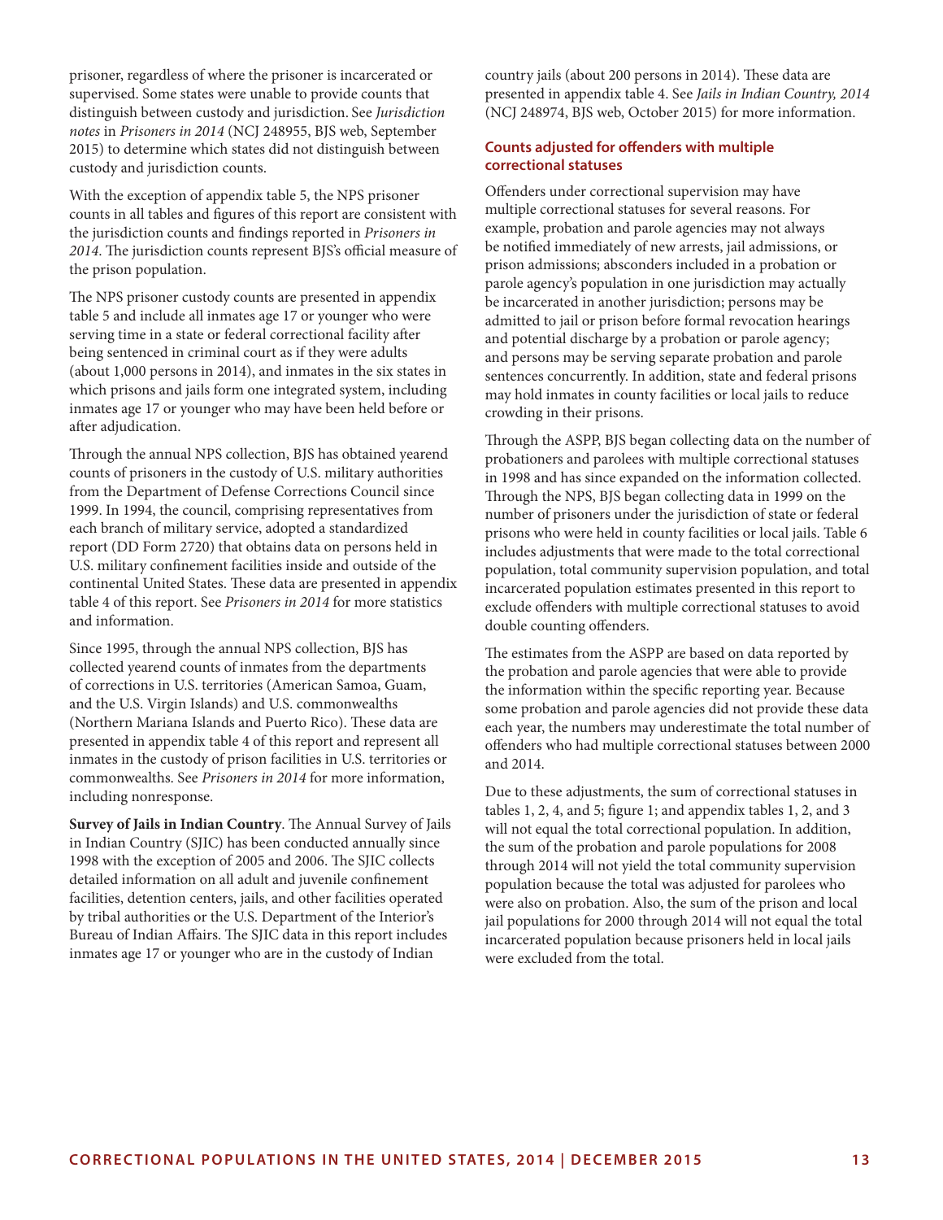prisoner, regardless of where the prisoner is incarcerated or supervised. Some states were unable to provide counts that distinguish between custody and jurisdiction. See *Jurisdiction notes* in *Prisoners in 2014* (NCJ 248955, BJS web, September 2015) to determine which states did not distinguish between custody and jurisdiction counts.

With the exception of appendix table 5, the NPS prisoner counts in all tables and figures of this report are consistent with the jurisdiction counts and findings reported in *Prisoners in 2014*. The jurisdiction counts represent BJS's official measure of the prison population.

The NPS prisoner custody counts are presented in appendix table 5 and include all inmates age 17 or younger who were serving time in a state or federal correctional facility after being sentenced in criminal court as if they were adults (about 1,000 persons in 2014), and inmates in the six states in which prisons and jails form one integrated system, including inmates age 17 or younger who may have been held before or after adjudication.

Through the annual NPS collection, BJS has obtained yearend counts of prisoners in the custody of U.S. military authorities from the Department of Defense Corrections Council since 1999. In 1994, the council, comprising representatives from each branch of military service, adopted a standardized report (DD Form 2720) that obtains data on persons held in U.S. military confinement facilities inside and outside of the continental United States. These data are presented in appendix table 4 of this report. See *Prisoners in 2014* for more statistics and information.

Since 1995, through the annual NPS collection, BJS has collected yearend counts of inmates from the departments of corrections in U.S. territories (American Samoa, Guam, and the U.S. Virgin Islands) and U.S. commonwealths (Northern Mariana Islands and Puerto Rico). These data are presented in appendix table 4 of this report and represent all inmates in the custody of prison facilities in U.S. territories or commonwealths. See *Prisoners in 2014* for more information, including nonresponse.

**Survey of Jails in Indian Country**. The Annual Survey of Jails in Indian Country (SJIC) has been conducted annually since 1998 with the exception of 2005 and 2006. The SJIC collects detailed information on all adult and juvenile confinement facilities, detention centers, jails, and other facilities operated by tribal authorities or the U.S. Department of the Interior's Bureau of Indian Affairs. The SJIC data in this report includes inmates age 17 or younger who are in the custody of Indian country jails (about 200 persons in 2014). These data are presented in appendix table 4. See *Jails in Indian Country, 2014* (NCJ 248974, BJS web, October 2015) for more information.

### Counts adjusted for offenders with multiple correctional statuses

Offenders under correctional supervision may have multiple correctional statuses for several reasons. For example, probation and parole agencies may not always be notified immediately of new arrests, jail admissions, or prison admissions; absconders included in a probation or parole agency's population in one jurisdiction may actually be incarcerated in another jurisdiction; persons may be admitted to jail or prison before formal revocation hearings and potential discharge by a probation or parole agency; and persons may be serving separate probation and parole sentences concurrently. In addition, state and federal prisons may hold inmates in county facilities or local jails to reduce crowding in their prisons.

Through the ASPP, BJS began collecting data on the number of probationers and parolees with multiple correctional statuses in 1998 and has since expanded on the information collected. Through the NPS, BJS began collecting data in 1999 on the number of prisoners under the jurisdiction of state or federal prisons who were held in county facilities or local jails. Table 6 includes adjustments that were made to the total correctional population, total community supervision population, and total incarcerated population estimates presented in this report to exclude offenders with multiple correctional statuses to avoid double counting offenders.

The estimates from the ASPP are based on data reported by the probation and parole agencies that were able to provide the information within the specific reporting year. Because some probation and parole agencies did not provide these data each year, the numbers may underestimate the total number of offenders who had multiple correctional statuses between 2000 and 2014.

Due to these adjustments, the sum of correctional statuses in tables 1, 2, 4, and 5; figure 1; and appendix tables 1, 2, and 3 will not equal the total correctional population. In addition, the sum of the probation and parole populations for 2008 through 2014 will not yield the total community supervision population because the total was adjusted for parolees who were also on probation. Also, the sum of the prison and local jail populations for 2000 through 2014 will not equal the total incarcerated population because prisoners held in local jails were excluded from the total.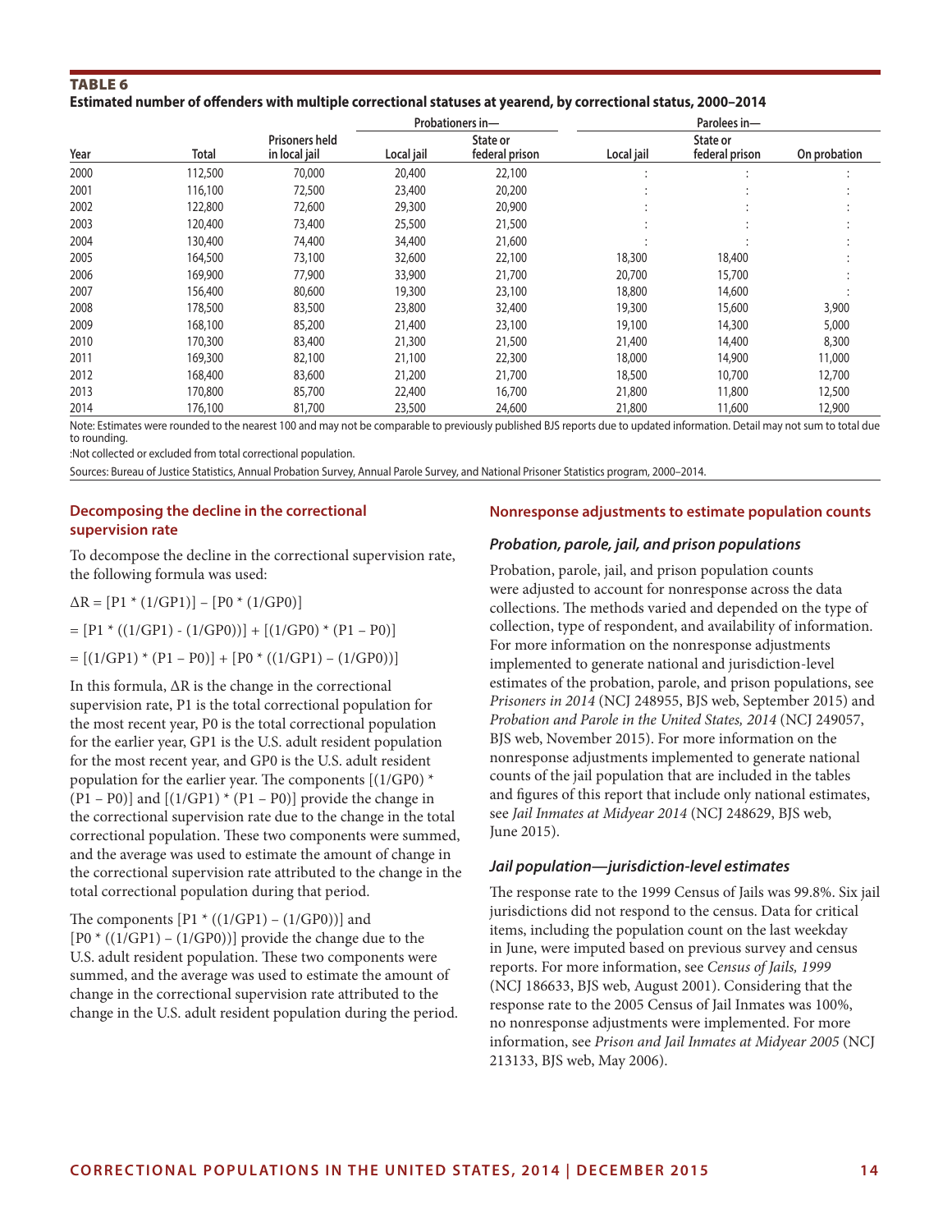**TABLE 6**

**Estimated number of offenders with multiple correctional statuses at yearend, by correctional status, 2000–2014**

| Year | Total | Prisoners held in local jail | Probationers in— Local jail | State or federal prison | Parolees in— Local jail | State or federal prison | On probation |
|---|---|---|---|---|---|---|---|
| 2000 | 112,500 | 70,000 | 20,400 | 22,100 | : | : | : |
| 2001 | 116,100 | 72,500 | 23,400 | 20,200 | : | : | : |
| 2002 | 122,800 | 72,600 | 29,300 | 20,900 | : | : | : |
| 2003 | 120,400 | 73,400 | 25,500 | 21,500 | : | : | : |
| 2004 | 130,400 | 74,400 | 34,400 | 21,600 | : | : | : |
| 2005 | 164,500 | 73,100 | 32,600 | 22,100 | 18,300 | 18,400 | : |
| 2006 | 169,900 | 77,900 | 33,900 | 21,700 | 20,700 | 15,700 | : |
| 2007 | 156,400 | 80,600 | 19,300 | 23,100 | 18,800 | 14,600 | : |
| 2008 | 178,500 | 83,500 | 23,800 | 32,400 | 19,300 | 15,600 | 3,900 |
| 2009 | 168,100 | 85,200 | 21,400 | 23,100 | 19,100 | 14,300 | 5,000 |
| 2010 | 170,300 | 83,400 | 21,300 | 21,500 | 21,400 | 14,400 | 8,300 |
| 2011 | 169,300 | 82,100 | 21,100 | 22,300 | 18,000 | 14,900 | 11,000 |
| 2012 | 168,400 | 83,600 | 21,200 | 21,700 | 18,500 | 10,700 | 12,700 |
| 2013 | 170,800 | 85,700 | 22,400 | 16,700 | 21,800 | 11,800 | 12,500 |
| 2014 | 176,100 | 81,700 | 23,500 | 24,600 | 21,800 | 11,600 | 12,900 |

Note: Estimates were rounded to the nearest 100 and may not be comparable to previously published BJS reports due to updated information. Detail may not sum to total due to rounding.

:Not collected or excluded from total correctional population.

Sources: Bureau of Justice Statistics, Annual Probation Survey, Annual Parole Survey, and National Prisoner Statistics program, 2000–2014.

### Decomposing the decline in the correctional supervision rate

To decompose the decline in the correctional supervision rate, the following formula was used:

$\Delta R = [P1 * (1/GP1)] - [P0 * (1/GP0)]$

$= [P1 * ((1/GP1) - (1/GP0))] + [(1/GP0) * (P1 - P0)]$

$= [(1/GP1) * (P1 - P0)] + [P0 * ((1/GP1) - (1/GP0))]$

In this formula, ΔR is the change in the correctional supervision rate, P1 is the total correctional population for the most recent year, P0 is the total correctional population for the earlier year, GP1 is the U.S. adult resident population for the most recent year, and GP0 is the U.S. adult resident population for the earlier year. The components $[(1/GP0) * (P1 - P0)]$ and $[(1/GP1) * (P1 - P0)]$ provide the change in the correctional supervision rate due to the change in the total correctional population. These two components were summed, and the average was used to estimate the amount of change in the correctional supervision rate attributed to the change in the total correctional population during that period.

The components $[P1 * ((1/GP1) - (1/GP0))]$ and $[P0 * ((1/GP1) - (1/GP0))]$ provide the change due to the U.S. adult resident population. These two components were summed, and the average was used to estimate the amount of change in the correctional supervision rate attributed to the change in the U.S. adult resident population during the period.

### Nonresponse adjustments to estimate population counts

#### *Probation, parole, jail, and prison populations*

Probation, parole, jail, and prison population counts were adjusted to account for nonresponse across the data collections. The methods varied and depended on the type of collection, type of respondent, and availability of information. For more information on the nonresponse adjustments implemented to generate national and jurisdiction-level estimates of the probation, parole, and prison populations, see *Prisoners in 2014* (NCJ 248955, BJS web, September 2015) and *Probation and Parole in the United States, 2014* (NCJ 249057, BJS web, November 2015). For more information on the nonresponse adjustments implemented to generate national counts of the jail population that are included in the tables and figures of this report that include only national estimates, see *Jail Inmates at Midyear 2014* (NCJ 248629, BJS web, June 2015).

#### *Jail population—jurisdiction-level estimates*

The response rate to the 1999 Census of Jails was 99.8%. Six jail jurisdictions did not respond to the census. Data for critical items, including the population count on the last weekday in June, were imputed based on previous survey and census reports. For more information, see *Census of Jails, 1999* (NCJ 186633, BJS web, August 2001). Considering that the response rate to the 2005 Census of Jail Inmates was 100%, no nonresponse adjustments were implemented. For more information, see *Prison and Jail Inmates at Midyear 2005* (NCJ 213133, BJS web, May 2006).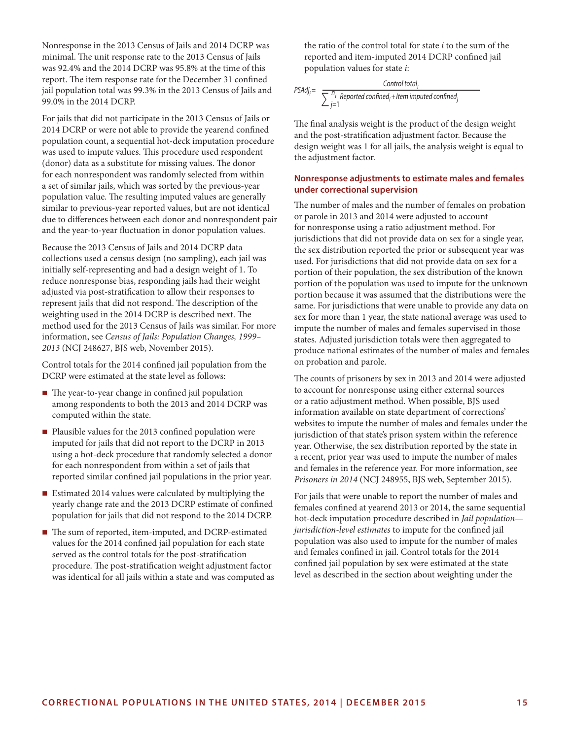Nonresponse in the 2013 Census of Jails and 2014 DCRP was minimal. The unit response rate to the 2013 Census of Jails was 92.4% and the 2014 DCRP was 95.8% at the time of this report. The item response rate for the December 31 confined jail population total was 99.3% in the 2013 Census of Jails and 99.0% in the 2014 DCRP.

For jails that did not participate in the 2013 Census of Jails or 2014 DCRP or were not able to provide the yearend confined population count, a sequential hot-deck imputation procedure was used to impute values. This procedure used respondent (donor) data as a substitute for missing values. The donor for each nonrespondent was randomly selected from within a set of similar jails, which was sorted by the previous-year population value. The resulting imputed values are generally similar to previous-year reported values, but are not identical due to differences between each donor and nonrespondent pair and the year-to-year fluctuation in donor population values.

Because the 2013 Census of Jails and 2014 DCRP data collections used a census design (no sampling), each jail was initially self-representing and had a design weight of 1. To reduce nonresponse bias, responding jails had their weight adjusted via post-stratification to allow their responses to represent jails that did not respond. The description of the weighting used in the 2014 DCRP is described next. The method used for the 2013 Census of Jails was similar. For more information, see *Census of Jails: Population Changes, 1999–2013* (NCJ 248627, BJS web, November 2015).

Control totals for the 2014 confined jail population from the DCRP were estimated at the state level as follows:

- The year-to-year change in confined jail population among respondents to both the 2013 and 2014 DCRP was computed within the state.
- Plausible values for the 2013 confined population were imputed for jails that did not report to the DCRP in 2013 using a hot-deck procedure that randomly selected a donor for each nonrespondent from within a set of jails that reported similar confined jail populations in the prior year.
- Estimated 2014 values were calculated by multiplying the yearly change rate and the 2013 DCRP estimate of confined population for jails that did not respond to the 2014 DCRP.
- The sum of reported, item-imputed, and DCRP-estimated values for the 2014 confined jail population for each state served as the control totals for the post-stratification procedure. The post-stratification weight adjustment factor was identical for all jails within a state and was computed as the ratio of the control total for state $i$ to the sum of the reported and item-imputed 2014 DCRP confined jail population values for state $i$:

$$PSAdj_i = \frac{Control\ total_i}{\sum_{j=1}^{n_i} Reported\ confined_j + Item\ imputed\ confined_j}$$

The final analysis weight is the product of the design weight and the post-stratification adjustment factor. Because the design weight was 1 for all jails, the analysis weight is equal to the adjustment factor.

### Nonresponse adjustments to estimate males and females under correctional supervision

The number of males and the number of females on probation or parole in 2013 and 2014 were adjusted to account for nonresponse using a ratio adjustment method. For jurisdictions that did not provide data on sex for a single year, the sex distribution reported the prior or subsequent year was used. For jurisdictions that did not provide data on sex for a portion of their population, the sex distribution of the known portion of the population was used to impute for the unknown portion because it was assumed that the distributions were the same. For jurisdictions that were unable to provide any data on sex for more than 1 year, the state national average was used to impute the number of males and females supervised in those states. Adjusted jurisdiction totals were then aggregated to produce national estimates of the number of males and females on probation and parole.

The counts of prisoners by sex in 2013 and 2014 were adjusted to account for nonresponse using either external sources or a ratio adjustment method. When possible, BJS used information available on state department of corrections' websites to impute the number of males and females under the jurisdiction of that state's prison system within the reference year. Otherwise, the sex distribution reported by the state in a recent, prior year was used to impute the number of males and females in the reference year. For more information, see *Prisoners in 2014* (NCJ 248955, BJS web, September 2015).

For jails that were unable to report the number of males and females confined at yearend 2013 or 2014, the same sequential hot-deck imputation procedure described in *Jail population—jurisdiction-level estimates* to impute for the confined jail population was also used to impute for the number of males and females confined in jail. Control totals for the 2014 confined jail population by sex were estimated at the state level as described in the section about weighting under the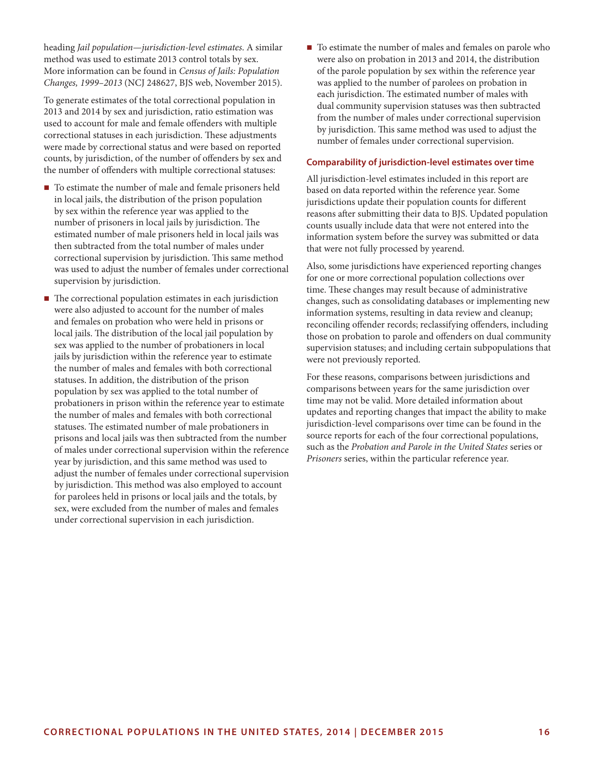heading *Jail population—jurisdiction-level estimates*. A similar method was used to estimate 2013 control totals by sex. More information can be found in *Census of Jails: Population Changes, 1999–2013* (NCJ 248627, BJS web, November 2015).

To generate estimates of the total correctional population in 2013 and 2014 by sex and jurisdiction, ratio estimation was used to account for male and female offenders with multiple correctional statuses in each jurisdiction. These adjustments were made by correctional status and were based on reported counts, by jurisdiction, of the number of offenders by sex and the number of offenders with multiple correctional statuses:

- To estimate the number of male and female prisoners held in local jails, the distribution of the prison population by sex within the reference year was applied to the number of prisoners in local jails by jurisdiction. The estimated number of male prisoners held in local jails was then subtracted from the total number of males under correctional supervision by jurisdiction. This same method was used to adjust the number of females under correctional supervision by jurisdiction.
- The correctional population estimates in each jurisdiction were also adjusted to account for the number of males and females on probation who were held in prisons or local jails. The distribution of the local jail population by sex was applied to the number of probationers in local jails by jurisdiction within the reference year to estimate the number of males and females with both correctional statuses. In addition, the distribution of the prison population by sex was applied to the total number of probationers in prison within the reference year to estimate the number of males and females with both correctional statuses. The estimated number of male probationers in prisons and local jails was then subtracted from the number of males under correctional supervision within the reference year by jurisdiction, and this same method was used to adjust the number of females under correctional supervision by jurisdiction. This method was also employed to account for parolees held in prisons or local jails and the totals, by sex, were excluded from the number of males and females under correctional supervision in each jurisdiction.
- To estimate the number of males and females on parole who were also on probation in 2013 and 2014, the distribution of the parole population by sex within the reference year was applied to the number of parolees on probation in each jurisdiction. The estimated number of males with dual community supervision statuses was then subtracted from the number of males under correctional supervision by jurisdiction. This same method was used to adjust the number of females under correctional supervision.

### Comparability of jurisdiction-level estimates over time

All jurisdiction-level estimates included in this report are based on data reported within the reference year. Some jurisdictions update their population counts for different reasons after submitting their data to BJS. Updated population counts usually include data that were not entered into the information system before the survey was submitted or data that were not fully processed by yearend.

Also, some jurisdictions have experienced reporting changes for one or more correctional population collections over time. These changes may result because of administrative changes, such as consolidating databases or implementing new information systems, resulting in data review and cleanup; reconciling offender records; reclassifying offenders, including those on probation to parole and offenders on dual community supervision statuses; and including certain subpopulations that were not previously reported.

For these reasons, comparisons between jurisdictions and comparisons between years for the same jurisdiction over time may not be valid. More detailed information about updates and reporting changes that impact the ability to make jurisdiction-level comparisons over time can be found in the source reports for each of the four correctional populations, such as the *Probation and Parole in the United States* series or *Prisoners* series, within the particular reference year.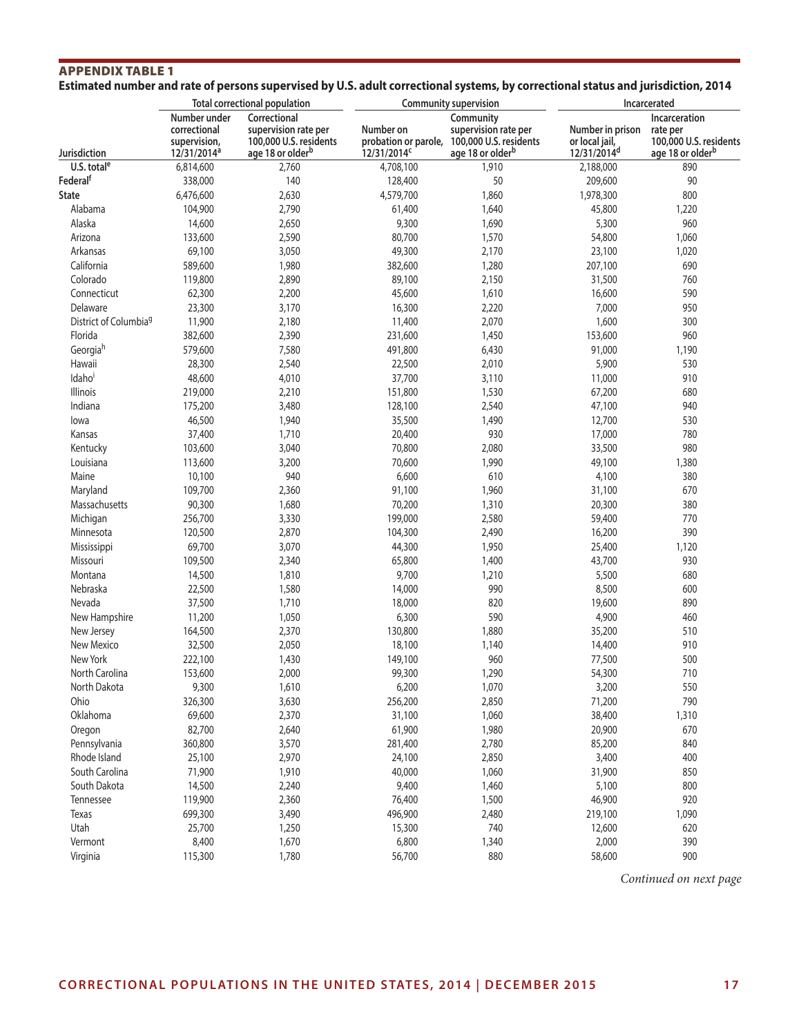## APPENDIX TABLE 1

**Estimated number and rate of persons supervised by U.S. adult correctional systems, by correctional status and jurisdiction, 2014**

| Jurisdiction | Total correctional population | | Community supervision | | Incarcerated | |
|---|---|---|---|---|---|---|
| | Number under correctional supervision, 12/31/2014[a] | Correctional supervision rate per 100,000 U.S. residents age 18 or older[b] | Number on probation or parole, 12/31/2014[c] | Community supervision rate per 100,000 U.S. residents age 18 or older[b] | Number in prison or local jail, 12/31/2014[d] | Incarceration rate per 100,000 U.S. residents age 18 or older[b] |
| U.S. total[e] | 6,814,600 | 2,760 | 4,708,100 | 1,910 | 2,188,000 | 890 |
| Federal[f] | 338,000 | 140 | 128,400 | 50 | 209,600 | 90 |
| State | 6,476,600 | 2,630 | 4,579,700 | 1,860 | 1,978,300 | 800 |
| Alabama | 104,900 | 2,790 | 61,400 | 1,640 | 45,800 | 1,220 |
| Alaska | 14,600 | 2,650 | 9,300 | 1,690 | 5,300 | 960 |
| Arizona | 133,600 | 2,590 | 80,700 | 1,570 | 54,800 | 1,060 |
| Arkansas | 69,100 | 3,050 | 49,300 | 2,170 | 23,100 | 1,020 |
| California | 589,600 | 1,980 | 382,600 | 1,280 | 207,100 | 690 |
| Colorado | 119,800 | 2,890 | 89,100 | 2,150 | 31,500 | 760 |
| Connecticut | 62,300 | 2,200 | 45,600 | 1,610 | 16,600 | 590 |
| Delaware | 23,300 | 3,170 | 16,300 | 2,220 | 7,000 | 950 |
| District of Columbia[g] | 11,900 | 2,180 | 11,400 | 2,070 | 1,600 | 300 |
| Florida | 382,600 | 2,390 | 231,600 | 1,450 | 153,600 | 960 |
| Georgia[h] | 579,600 | 7,580 | 491,800 | 6,430 | 91,000 | 1,190 |
| Hawaii | 28,300 | 2,540 | 22,500 | 2,010 | 5,900 | 530 |
| Idaho[i] | 48,600 | 4,010 | 37,700 | 3,110 | 11,000 | 910 |
| Illinois | 219,000 | 2,210 | 151,800 | 1,530 | 67,200 | 680 |
| Indiana | 175,200 | 3,480 | 128,100 | 2,540 | 47,100 | 940 |
| Iowa | 46,500 | 1,940 | 35,500 | 1,490 | 12,700 | 530 |
| Kansas | 37,400 | 1,710 | 20,400 | 930 | 17,000 | 780 |
| Kentucky | 103,600 | 3,040 | 70,800 | 2,080 | 33,500 | 980 |
| Louisiana | 113,600 | 3,200 | 70,600 | 1,990 | 49,100 | 1,380 |
| Maine | 10,100 | 940 | 6,600 | 610 | 4,100 | 380 |
| Maryland | 109,700 | 2,360 | 91,100 | 1,960 | 31,100 | 670 |
| Massachusetts | 90,300 | 1,680 | 70,200 | 1,310 | 20,300 | 380 |
| Michigan | 256,700 | 3,330 | 199,000 | 2,580 | 59,400 | 770 |
| Minnesota | 120,500 | 2,870 | 104,300 | 2,490 | 16,200 | 390 |
| Mississippi | 69,700 | 3,070 | 44,300 | 1,950 | 25,400 | 1,120 |
| Missouri | 109,500 | 2,340 | 65,800 | 1,400 | 43,700 | 930 |
| Montana | 14,500 | 1,810 | 9,700 | 1,210 | 5,500 | 680 |
| Nebraska | 22,500 | 1,580 | 14,000 | 990 | 8,500 | 600 |
| Nevada | 37,500 | 1,710 | 18,000 | 820 | 19,600 | 890 |
| New Hampshire | 11,200 | 1,050 | 6,300 | 590 | 4,900 | 460 |
| New Jersey | 164,500 | 2,370 | 130,800 | 1,880 | 35,200 | 510 |
| New Mexico | 32,500 | 2,050 | 18,100 | 1,140 | 14,400 | 910 |
| New York | 222,100 | 1,430 | 149,100 | 960 | 77,500 | 500 |
| North Carolina | 153,600 | 2,000 | 99,300 | 1,290 | 54,300 | 710 |
| North Dakota | 9,300 | 1,610 | 6,200 | 1,070 | 3,200 | 550 |
| Ohio | 326,300 | 3,630 | 256,200 | 2,850 | 71,200 | 790 |
| Oklahoma | 69,600 | 2,370 | 31,100 | 1,060 | 38,400 | 1,310 |
| Oregon | 82,700 | 2,640 | 61,900 | 1,980 | 20,900 | 670 |
| Pennsylvania | 360,800 | 3,570 | 281,400 | 2,780 | 85,200 | 840 |
| Rhode Island | 25,100 | 2,970 | 24,100 | 2,850 | 3,400 | 400 |
| South Carolina | 71,900 | 1,910 | 40,000 | 1,060 | 31,900 | 850 |
| South Dakota | 14,500 | 2,240 | 9,400 | 1,460 | 5,100 | 800 |
| Tennessee | 119,900 | 2,360 | 76,400 | 1,500 | 46,900 | 920 |
| Texas | 699,300 | 3,490 | 496,900 | 2,480 | 219,100 | 1,090 |
| Utah | 25,700 | 1,250 | 15,300 | 740 | 12,600 | 620 |
| Vermont | 8,400 | 1,670 | 6,800 | 1,340 | 2,000 | 390 |
| Virginia | 115,300 | 1,780 | 56,700 | 880 | 58,600 | 900 |

*Continued on next page*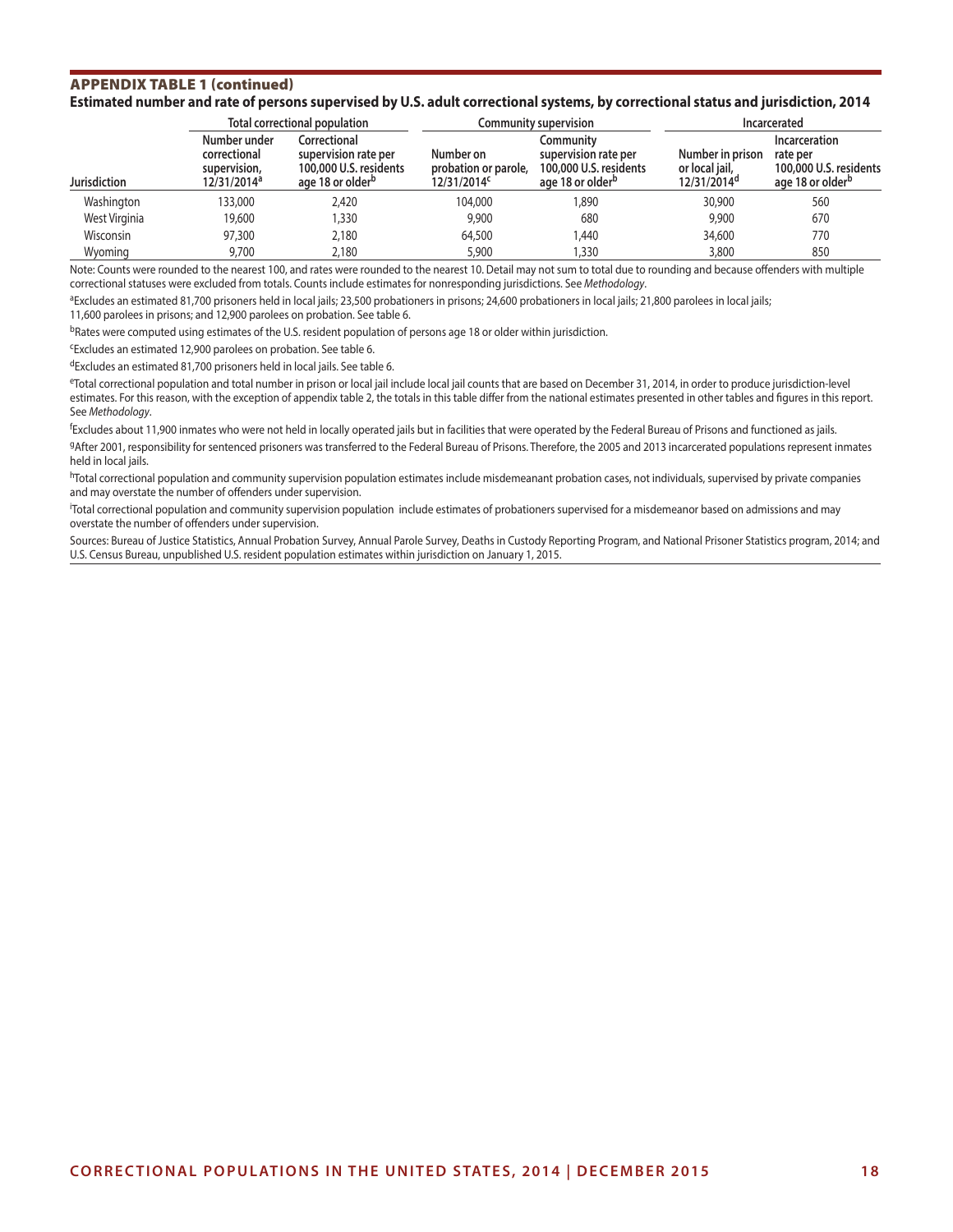## APPENDIX TABLE 1 (continued)

**Estimated number and rate of persons supervised by U.S. adult correctional systems, by correctional status and jurisdiction, 2014**

| Jurisdiction | Total correctional population | | Community supervision | | Incarcerated | |
|---|---|---|---|---|---|---|
| | Number under correctional supervision, 12/31/2014[a] | Correctional supervision rate per 100,000 U.S. residents age 18 or older[b] | Number on probation or parole, 12/31/2014[c] | Community supervision rate per 100,000 U.S. residents age 18 or older[b] | Number in prison or local jail, 12/31/2014[d] | Incarceration rate per 100,000 U.S. residents age 18 or older[b] |
| Washington | 133,000 | 2,420 | 104,000 | 1,890 | 30,900 | 560 |
| West Virginia | 19,600 | 1,330 | 9,900 | 680 | 9,900 | 670 |
| Wisconsin | 97,300 | 2,180 | 64,500 | 1,440 | 34,600 | 770 |
| Wyoming | 9,700 | 2,180 | 5,900 | 1,330 | 3,800 | 850 |

Note: Counts were rounded to the nearest 100, and rates were rounded to the nearest 10. Detail may not sum to total due to rounding and because offenders with multiple correctional statuses were excluded from totals. Counts include estimates for nonresponding jurisdictions. See *Methodology*.

[a]Excludes an estimated 81,700 prisoners held in local jails; 23,500 probationers in prisons; 24,600 probationers in local jails; 21,800 parolees in local jails; 11,600 parolees in prisons; and 12,900 parolees on probation. See table 6.

[b]Rates were computed using estimates of the U.S. resident population of persons age 18 or older within jurisdiction.

[c]Excludes an estimated 12,900 parolees on probation. See table 6.

[d]Excludes an estimated 81,700 prisoners held in local jails. See table 6.

[e]Total correctional population and total number in prison or local jail include local jail counts that are based on December 31, 2014, in order to produce jurisdiction-level estimates. For this reason, with the exception of appendix table 2, the totals in this table differ from the national estimates presented in other tables and figures in this report. See *Methodology*.

[f]Excludes about 11,900 inmates who were not held in locally operated jails but in facilities that were operated by the Federal Bureau of Prisons and functioned as jails.

[g]After 2001, responsibility for sentenced prisoners was transferred to the Federal Bureau of Prisons. Therefore, the 2005 and 2013 incarcerated populations represent inmates held in local jails.

[h]Total correctional population and community supervision population estimates include misdemeanant probation cases, not individuals, supervised by private companies and may overstate the number of offenders under supervision.

[i]Total correctional population and community supervision population include estimates of probationers supervised for a misdemeanor based on admissions and may overstate the number of offenders under supervision.

Sources: Bureau of Justice Statistics, Annual Probation Survey, Annual Parole Survey, Deaths in Custody Reporting Program, and National Prisoner Statistics program, 2014; and U.S. Census Bureau, unpublished U.S. resident population estimates within jurisdiction on January 1, 2015.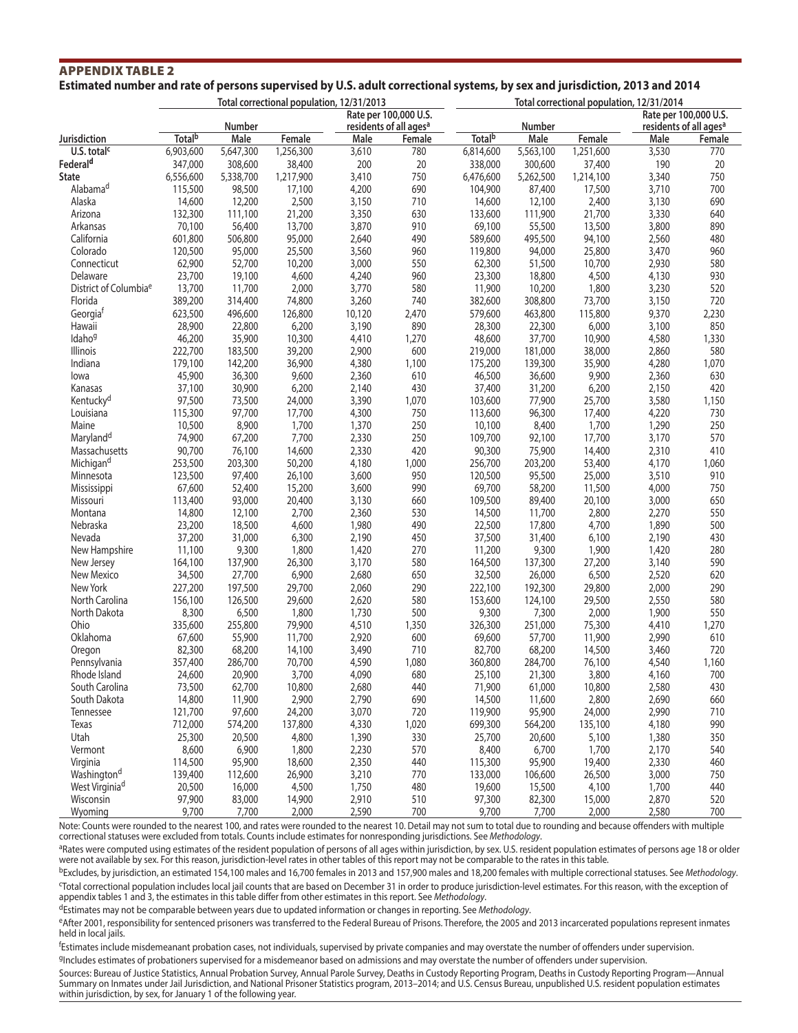## APPENDIX TABLE 2

**Estimated number and rate of persons supervised by U.S. adult correctional systems, by sex and jurisdiction, 2013 and 2014**

| | Total correctional population, 12/31/2013 | | | | | Total correctional population, 12/31/2014 | | | | |
|---|---|---|---|---|---|---|---|---|---|---|
| | Number | | | Rate per 100,000 U.S. residents of all ages[a] | | Number | | | Rate per 100,000 U.S. residents of all ages[a] | |
| Jurisdiction | Total[b] | Male | Female | Male | Female | Total[b] | Male | Female | Male | Female |
| U.S. total[c] | 6,903,600 | 5,647,300 | 1,256,300 | 3,610 | 780 | 6,814,600 | 5,563,100 | 1,251,600 | 3,530 | 770 |
| **Federal[d]** | 347,000 | 308,600 | 38,400 | 200 | 20 | 338,000 | 300,600 | 37,400 | 190 | 20 |
| **State** | 6,556,600 | 5,338,700 | 1,217,900 | 3,410 | 750 | 6,476,600 | 5,262,500 | 1,214,100 | 3,340 | 750 |
| Alabama[d] | 115,500 | 98,500 | 17,100 | 4,200 | 690 | 104,900 | 87,400 | 17,500 | 3,710 | 700 |
| Alaska | 14,600 | 12,200 | 2,500 | 3,150 | 710 | 14,600 | 12,100 | 2,400 | 3,130 | 690 |
| Arizona | 132,300 | 111,100 | 21,200 | 3,350 | 630 | 133,600 | 111,900 | 21,700 | 3,330 | 640 |
| Arkansas | 70,100 | 56,400 | 13,700 | 3,870 | 910 | 69,100 | 55,500 | 13,500 | 3,800 | 890 |
| California | 601,800 | 506,800 | 95,000 | 2,640 | 490 | 589,600 | 495,500 | 94,100 | 2,560 | 480 |
| Colorado | 120,500 | 95,000 | 25,500 | 3,560 | 960 | 119,800 | 94,000 | 25,800 | 3,470 | 960 |
| Connecticut | 62,900 | 52,700 | 10,200 | 3,000 | 550 | 62,300 | 51,500 | 10,700 | 2,930 | 580 |
| Delaware | 23,700 | 19,100 | 4,600 | 4,240 | 960 | 23,300 | 18,800 | 4,500 | 4,130 | 930 |
| District of Columbia[e] | 13,700 | 11,700 | 2,000 | 3,770 | 580 | 11,900 | 10,200 | 1,800 | 3,230 | 520 |
| Florida | 389,200 | 314,400 | 74,800 | 3,260 | 740 | 382,600 | 308,800 | 73,700 | 3,150 | 720 |
| Georgia[f] | 623,500 | 496,600 | 126,800 | 10,120 | 2,470 | 579,600 | 463,800 | 115,800 | 9,370 | 2,230 |
| Hawaii | 28,900 | 22,800 | 6,200 | 3,190 | 890 | 28,300 | 22,300 | 6,000 | 3,100 | 850 |
| Idaho[g] | 46,200 | 35,900 | 10,300 | 4,410 | 1,270 | 48,600 | 37,700 | 10,900 | 4,580 | 1,330 |
| Illinois | 222,700 | 183,500 | 39,200 | 2,900 | 600 | 219,000 | 181,000 | 38,000 | 2,860 | 580 |
| Indiana | 179,100 | 142,200 | 36,900 | 4,380 | 1,100 | 175,200 | 139,300 | 35,900 | 4,280 | 1,070 |
| Iowa | 45,900 | 36,300 | 9,600 | 2,360 | 610 | 46,500 | 36,600 | 9,900 | 2,360 | 630 |
| Kanasas | 37,100 | 30,900 | 6,200 | 2,140 | 430 | 37,400 | 31,200 | 6,200 | 2,150 | 420 |
| Kentucky[d] | 97,500 | 73,500 | 24,000 | 3,390 | 1,070 | 103,600 | 77,900 | 25,700 | 3,580 | 1,150 |
| Louisiana | 115,300 | 97,700 | 17,700 | 4,300 | 750 | 113,600 | 96,300 | 17,400 | 4,220 | 730 |
| Maine | 10,500 | 8,900 | 1,700 | 1,370 | 250 | 10,100 | 8,400 | 1,700 | 1,290 | 250 |
| Maryland[d] | 74,900 | 67,200 | 7,700 | 2,330 | 250 | 109,700 | 92,100 | 17,700 | 3,170 | 570 |
| Massachusetts | 90,700 | 76,100 | 14,600 | 2,330 | 420 | 90,300 | 75,900 | 14,400 | 2,310 | 410 |
| Michigan[d] | 253,500 | 203,300 | 50,200 | 4,180 | 1,000 | 256,700 | 203,200 | 53,400 | 4,170 | 1,060 |
| Minnesota | 123,500 | 97,400 | 26,100 | 3,600 | 950 | 120,500 | 95,500 | 25,000 | 3,510 | 910 |
| Mississippi | 67,600 | 52,400 | 15,200 | 3,600 | 990 | 69,700 | 58,200 | 11,500 | 4,000 | 750 |
| Missouri | 113,400 | 93,000 | 20,400 | 3,130 | 660 | 109,500 | 89,400 | 20,100 | 3,000 | 650 |
| Montana | 14,800 | 12,100 | 2,700 | 2,360 | 530 | 14,500 | 11,700 | 2,800 | 2,270 | 550 |
| Nebraska | 23,200 | 18,500 | 4,600 | 1,980 | 490 | 22,500 | 17,800 | 4,700 | 1,890 | 500 |
| Nevada | 37,200 | 31,000 | 6,300 | 2,190 | 450 | 37,500 | 31,400 | 6,100 | 2,190 | 430 |
| New Hampshire | 11,100 | 9,300 | 1,800 | 1,420 | 270 | 11,200 | 9,300 | 1,900 | 1,420 | 280 |
| New Jersey | 164,100 | 137,900 | 26,300 | 3,170 | 580 | 164,500 | 137,300 | 27,200 | 3,140 | 590 |
| New Mexico | 34,500 | 27,700 | 6,900 | 2,680 | 650 | 32,500 | 26,000 | 6,500 | 2,520 | 620 |
| New York | 227,200 | 197,500 | 29,700 | 2,060 | 290 | 222,100 | 192,300 | 29,800 | 2,000 | 290 |
| North Carolina | 156,100 | 126,500 | 29,600 | 2,620 | 580 | 153,600 | 124,100 | 29,500 | 2,550 | 580 |
| North Dakota | 8,300 | 6,500 | 1,800 | 1,730 | 500 | 9,300 | 7,300 | 2,000 | 1,900 | 550 |
| Ohio | 335,600 | 255,800 | 79,900 | 4,510 | 1,350 | 326,300 | 251,000 | 75,300 | 4,410 | 1,270 |
| Oklahoma | 67,600 | 55,900 | 11,700 | 2,920 | 600 | 69,600 | 57,700 | 11,900 | 2,990 | 610 |
| Oregon | 82,300 | 68,200 | 14,100 | 3,490 | 710 | 82,700 | 68,200 | 14,500 | 3,460 | 720 |
| Pennsylvania | 357,400 | 286,700 | 70,700 | 4,590 | 1,080 | 360,800 | 284,700 | 76,100 | 4,540 | 1,160 |
| Rhode Island | 24,600 | 20,900 | 3,700 | 4,090 | 680 | 25,100 | 21,300 | 3,800 | 4,160 | 700 |
| South Carolina | 73,500 | 62,700 | 10,800 | 2,680 | 440 | 71,900 | 61,000 | 10,800 | 2,580 | 430 |
| South Dakota | 14,800 | 11,900 | 2,900 | 2,790 | 690 | 14,500 | 11,600 | 2,800 | 2,690 | 660 |
| Tennessee | 121,700 | 97,600 | 24,200 | 3,070 | 720 | 119,900 | 95,900 | 24,000 | 2,990 | 710 |
| Texas | 712,000 | 574,200 | 137,800 | 4,330 | 1,020 | 699,300 | 564,200 | 135,100 | 4,180 | 990 |
| Utah | 25,300 | 20,500 | 4,800 | 1,390 | 330 | 25,700 | 20,600 | 5,100 | 1,380 | 350 |
| Vermont | 8,600 | 6,900 | 1,800 | 2,230 | 570 | 8,400 | 6,700 | 1,700 | 2,170 | 540 |
| Virginia | 114,500 | 95,900 | 18,600 | 2,350 | 440 | 115,300 | 95,900 | 19,400 | 2,330 | 460 |
| Washington[d] | 139,400 | 112,600 | 26,900 | 3,210 | 770 | 133,000 | 106,600 | 26,500 | 3,000 | 750 |
| West Virginia[d] | 20,500 | 16,000 | 4,500 | 1,750 | 480 | 19,600 | 15,500 | 4,100 | 1,700 | 440 |
| Wisconsin | 97,900 | 83,000 | 14,900 | 2,910 | 510 | 97,300 | 82,300 | 15,000 | 2,870 | 520 |
| Wyoming | 9,700 | 7,700 | 2,000 | 2,590 | 700 | 9,700 | 7,700 | 2,000 | 2,580 | 700 |

Note: Counts were rounded to the nearest 100, and rates were rounded to the nearest 10. Detail may not sum to total due to rounding and because offenders with multiple correctional statuses were excluded from totals. Counts include estimates for nonresponding jurisdictions. See *Methodology*.

[a]Rates were computed using estimates of the resident population of persons of all ages within jurisdiction, by sex. U.S. resident population estimates of persons age 18 or older were not available by sex. For this reason, jurisdiction-level rates in other tables of this report may not be comparable to the rates in this table.

[b]Excludes, by jurisdiction, an estimated 154,100 males and 16,700 females in 2013 and 157,900 males and 18,200 females with multiple correctional statuses. See *Methodology*.

[c]Total correctional population includes local jail counts that are based on December 31 in order to produce jurisdiction-level estimates. For this reason, with the exception of appendix tables 1 and 3, the estimates in this table differ from other estimates in this report. See *Methodology*.

[d]Estimates may not be comparable between years due to updated information or changes in reporting. See *Methodology*.

[e]After 2001, responsibility for sentenced prisoners was transferred to the Federal Bureau of Prisons. Therefore, the 2005 and 2013 incarcerated populations represent inmates held in local jails.

[f]Estimates include misdemeanant probation cases, not individuals, supervised by private companies and may overstate the number of offenders under supervision.

[g]Includes estimates of probationers supervised for a misdemeanor based on admissions and may overstate the number of offenders under supervision.

Sources: Bureau of Justice Statistics, Annual Probation Survey, Annual Parole Survey, Deaths in Custody Reporting Program, Deaths in Custody Reporting Program—Annual Summary on Inmates under Jail Jurisdiction, and National Prisoner Statistics program, 2013–2014; and U.S. Census Bureau, unpublished U.S. resident population estimates within jurisdiction, by sex, for January 1 of the following year.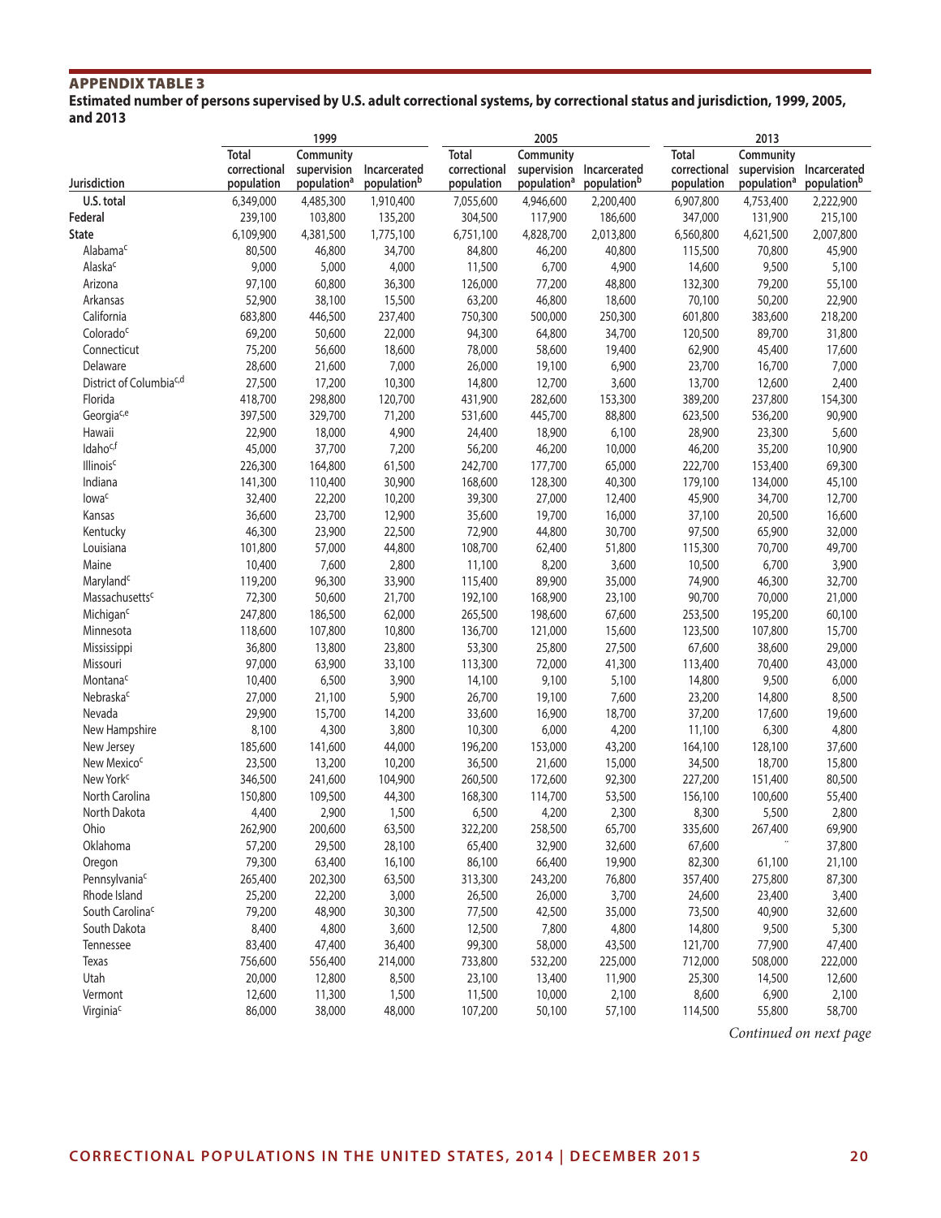## APPENDIX TABLE 3

**Estimated number of persons supervised by U.S. adult correctional systems, by correctional status and jurisdiction, 1999, 2005, and 2013**

| | 1999 | | | 2005 | | | 2013 | | |
|---|---|---|---|---|---|---|---|---|---|
| Jurisdiction | Total correctional population | Community supervision population[a] | Incarcerated population[b] | Total correctional population | Community supervision population[a] | Incarcerated population[b] | Total correctional population | Community supervision population[a] | Incarcerated population[b] |
| U.S. total | 6,349,000 | 4,485,300 | 1,910,400 | 7,055,600 | 4,946,600 | 2,200,400 | 6,907,800 | 4,753,400 | 2,222,900 |
| Federal | 239,100 | 103,800 | 135,200 | 304,500 | 117,900 | 186,600 | 347,000 | 131,900 | 215,100 |
| State | 6,109,900 | 4,381,500 | 1,775,100 | 6,751,100 | 4,828,700 | 2,013,800 | 6,560,800 | 4,621,500 | 2,007,800 |
| Alabama[c] | 80,500 | 46,800 | 34,700 | 84,800 | 46,200 | 40,800 | 115,500 | 70,800 | 45,900 |
| Alaska[c] | 9,000 | 5,000 | 4,000 | 11,500 | 6,700 | 4,900 | 14,600 | 9,500 | 5,100 |
| Arizona | 97,100 | 60,800 | 36,300 | 126,000 | 77,200 | 48,800 | 132,300 | 79,200 | 55,100 |
| Arkansas | 52,900 | 38,100 | 15,500 | 63,200 | 46,800 | 18,600 | 70,100 | 50,200 | 22,900 |
| California | 683,800 | 446,500 | 237,400 | 750,300 | 500,000 | 250,300 | 601,800 | 383,600 | 218,200 |
| Colorado[c] | 69,200 | 50,600 | 22,000 | 94,300 | 64,800 | 34,700 | 120,500 | 89,700 | 31,800 |
| Connecticut | 75,200 | 56,600 | 18,600 | 78,000 | 58,600 | 19,400 | 62,900 | 45,400 | 17,600 |
| Delaware | 28,600 | 21,600 | 7,000 | 26,000 | 19,100 | 6,900 | 23,700 | 16,700 | 7,000 |
| District of Columbia[c,d] | 27,500 | 17,200 | 10,300 | 14,800 | 12,700 | 3,600 | 13,700 | 12,600 | 2,400 |
| Florida | 418,700 | 298,800 | 120,700 | 431,900 | 282,600 | 153,300 | 389,200 | 237,800 | 154,300 |
| Georgia[c,e] | 397,500 | 329,700 | 71,200 | 531,600 | 445,700 | 88,800 | 623,500 | 536,200 | 90,900 |
| Hawaii | 22,900 | 18,000 | 4,900 | 24,400 | 18,900 | 6,100 | 28,900 | 23,300 | 5,600 |
| Idaho[c,f] | 45,000 | 37,700 | 7,200 | 56,200 | 46,200 | 10,000 | 46,200 | 35,200 | 10,900 |
| Illinois[c] | 226,300 | 164,800 | 61,500 | 242,700 | 177,700 | 65,000 | 222,700 | 153,400 | 69,300 |
| Indiana | 141,300 | 110,400 | 30,900 | 168,600 | 128,300 | 40,300 | 179,100 | 134,000 | 45,100 |
| Iowa[c] | 32,400 | 22,200 | 10,200 | 39,300 | 27,000 | 12,400 | 45,900 | 34,700 | 12,700 |
| Kansas | 36,600 | 23,700 | 12,900 | 35,600 | 19,700 | 16,000 | 37,100 | 20,500 | 16,600 |
| Kentucky | 46,300 | 23,900 | 22,500 | 72,900 | 44,800 | 30,700 | 97,500 | 65,900 | 32,000 |
| Louisiana | 101,800 | 57,000 | 44,800 | 108,700 | 62,400 | 51,800 | 115,300 | 70,700 | 49,700 |
| Maine | 10,400 | 7,600 | 2,800 | 11,100 | 8,200 | 3,600 | 10,500 | 6,700 | 3,900 |
| Maryland[c] | 119,200 | 96,300 | 33,900 | 115,400 | 89,900 | 35,000 | 74,900 | 46,300 | 32,700 |
| Massachusetts[c] | 72,300 | 50,600 | 21,700 | 192,100 | 168,900 | 23,100 | 90,700 | 70,000 | 21,000 |
| Michigan[c] | 247,800 | 186,500 | 62,000 | 265,500 | 198,600 | 67,600 | 253,500 | 195,200 | 60,100 |
| Minnesota | 118,600 | 107,800 | 10,800 | 136,700 | 121,000 | 15,600 | 123,500 | 107,800 | 15,700 |
| Mississippi | 36,800 | 13,800 | 23,800 | 53,300 | 25,800 | 27,500 | 67,600 | 38,600 | 29,000 |
| Missouri | 97,000 | 63,900 | 33,100 | 113,300 | 72,000 | 41,300 | 113,400 | 70,400 | 43,000 |
| Montana[c] | 10,400 | 6,500 | 3,900 | 14,100 | 9,100 | 5,100 | 14,800 | 9,500 | 6,000 |
| Nebraska[c] | 27,000 | 21,100 | 5,900 | 26,700 | 19,100 | 7,600 | 23,200 | 14,800 | 8,500 |
| Nevada | 29,900 | 15,700 | 14,200 | 33,600 | 16,900 | 18,700 | 37,200 | 17,600 | 19,600 |
| New Hampshire | 8,100 | 4,300 | 3,800 | 10,300 | 6,000 | 4,200 | 11,100 | 6,300 | 4,800 |
| New Jersey | 185,600 | 141,600 | 44,000 | 196,200 | 153,000 | 43,200 | 164,100 | 128,100 | 37,600 |
| New Mexico[c] | 23,500 | 13,200 | 10,200 | 36,500 | 21,600 | 15,000 | 34,500 | 18,700 | 15,800 |
| New York[c] | 346,500 | 241,600 | 104,900 | 260,500 | 172,600 | 92,300 | 227,200 | 151,400 | 80,500 |
| North Carolina | 150,800 | 109,500 | 44,300 | 168,300 | 114,700 | 53,500 | 156,100 | 100,600 | 55,400 |
| North Dakota | 4,400 | 2,900 | 1,500 | 6,500 | 4,200 | 2,300 | 8,300 | 5,500 | 2,800 |
| Ohio | 262,900 | 200,600 | 63,500 | 322,200 | 258,500 | 65,700 | 335,600 | 267,400 | 69,900 |
| Oklahoma | 57,200 | 29,500 | 28,100 | 65,400 | 32,900 | 32,600 | 67,600 | .. | 37,800 |
| Oregon | 79,300 | 63,400 | 16,100 | 86,100 | 66,400 | 19,900 | 82,300 | 61,100 | 21,100 |
| Pennsylvania[c] | 265,400 | 202,300 | 63,500 | 313,300 | 243,200 | 76,800 | 357,400 | 275,800 | 87,300 |
| Rhode Island | 25,200 | 22,200 | 3,000 | 26,500 | 26,000 | 3,700 | 24,600 | 23,400 | 3,400 |
| South Carolina[c] | 79,200 | 48,900 | 30,300 | 77,500 | 42,500 | 35,000 | 73,500 | 40,900 | 32,600 |
| South Dakota | 8,400 | 4,800 | 3,600 | 12,500 | 7,800 | 4,800 | 14,800 | 9,500 | 5,300 |
| Tennessee | 83,400 | 47,400 | 36,400 | 99,300 | 58,000 | 43,500 | 121,700 | 77,900 | 47,400 |
| Texas | 756,600 | 556,400 | 214,000 | 733,800 | 532,200 | 225,000 | 712,000 | 508,000 | 222,000 |
| Utah | 20,000 | 12,800 | 8,500 | 23,100 | 13,400 | 11,900 | 25,300 | 14,500 | 12,600 |
| Vermont | 12,600 | 11,300 | 1,500 | 11,500 | 10,000 | 2,100 | 8,600 | 6,900 | 2,100 |
| Virginia[c] | 86,000 | 38,000 | 48,000 | 107,200 | 50,100 | 57,100 | 114,500 | 55,800 | 58,700 |

*Continued on next page*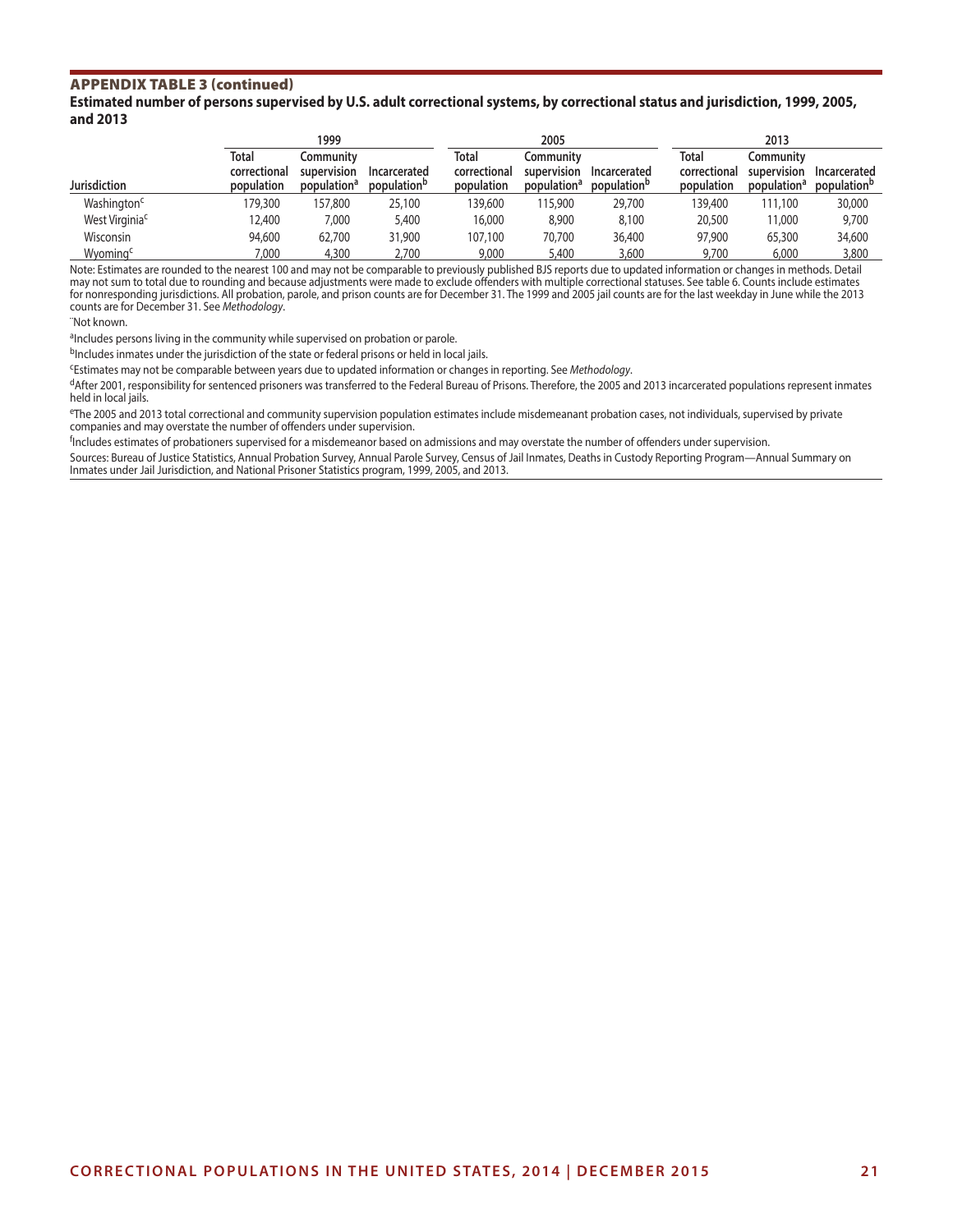## APPENDIX TABLE 3 (continued)

**Estimated number of persons supervised by U.S. adult correctional systems, by correctional status and jurisdiction, 1999, 2005, and 2013**

| Jurisdiction | 1999 | | | 2005 | | | 2013 | | |
|---|---|---|---|---|---|---|---|---|---|
| | Total correctional population | Community supervision population[a] | Incarcerated population[b] | Total correctional population | Community supervision population[a] | Incarcerated population[b] | Total correctional population | Community supervision population[a] | Incarcerated population[b] |
| Washington[c] | 179,300 | 157,800 | 25,100 | 139,600 | 115,900 | 29,700 | 139,400 | 111,100 | 30,000 |
| West Virginia[c] | 12,400 | 7,000 | 5,400 | 16,000 | 8,900 | 8,100 | 20,500 | 11,000 | 9,700 |
| Wisconsin | 94,600 | 62,700 | 31,900 | 107,100 | 70,700 | 36,400 | 97,900 | 65,300 | 34,600 |
| Wyoming[c] | 7,000 | 4,300 | 2,700 | 9,000 | 5,400 | 3,600 | 9,700 | 6,000 | 3,800 |

Note: Estimates are rounded to the nearest 100 and may not be comparable to previously published BJS reports due to updated information or changes in methods. Detail may not sum to total due to rounding and because adjustments were made to exclude offenders with multiple correctional statuses. See table 6. Counts include estimates for nonresponding jurisdictions. All probation, parole, and prison counts are for December 31. The 1999 and 2005 jail counts are for the last weekday in June while the 2013 counts are for December 31. See *Methodology*.

~Not known.

[a]Includes persons living in the community while supervised on probation or parole.

[b]Includes inmates under the jurisdiction of the state or federal prisons or held in local jails.

[c]Estimates may not be comparable between years due to updated information or changes in reporting. See *Methodology*.

[d]After 2001, responsibility for sentenced prisoners was transferred to the Federal Bureau of Prisons. Therefore, the 2005 and 2013 incarcerated populations represent inmates held in local jails.

[e]The 2005 and 2013 total correctional and community supervision population estimates include misdemeanant probation cases, not individuals, supervised by private companies and may overstate the number of offenders under supervision.

[f]Includes estimates of probationers supervised for a misdemeanor based on admissions and may overstate the number of offenders under supervision.

Sources: Bureau of Justice Statistics, Annual Probation Survey, Annual Parole Survey, Census of Jail Inmates, Deaths in Custody Reporting Program—Annual Summary on Inmates under Jail Jurisdiction, and National Prisoner Statistics program, 1999, 2005, and 2013.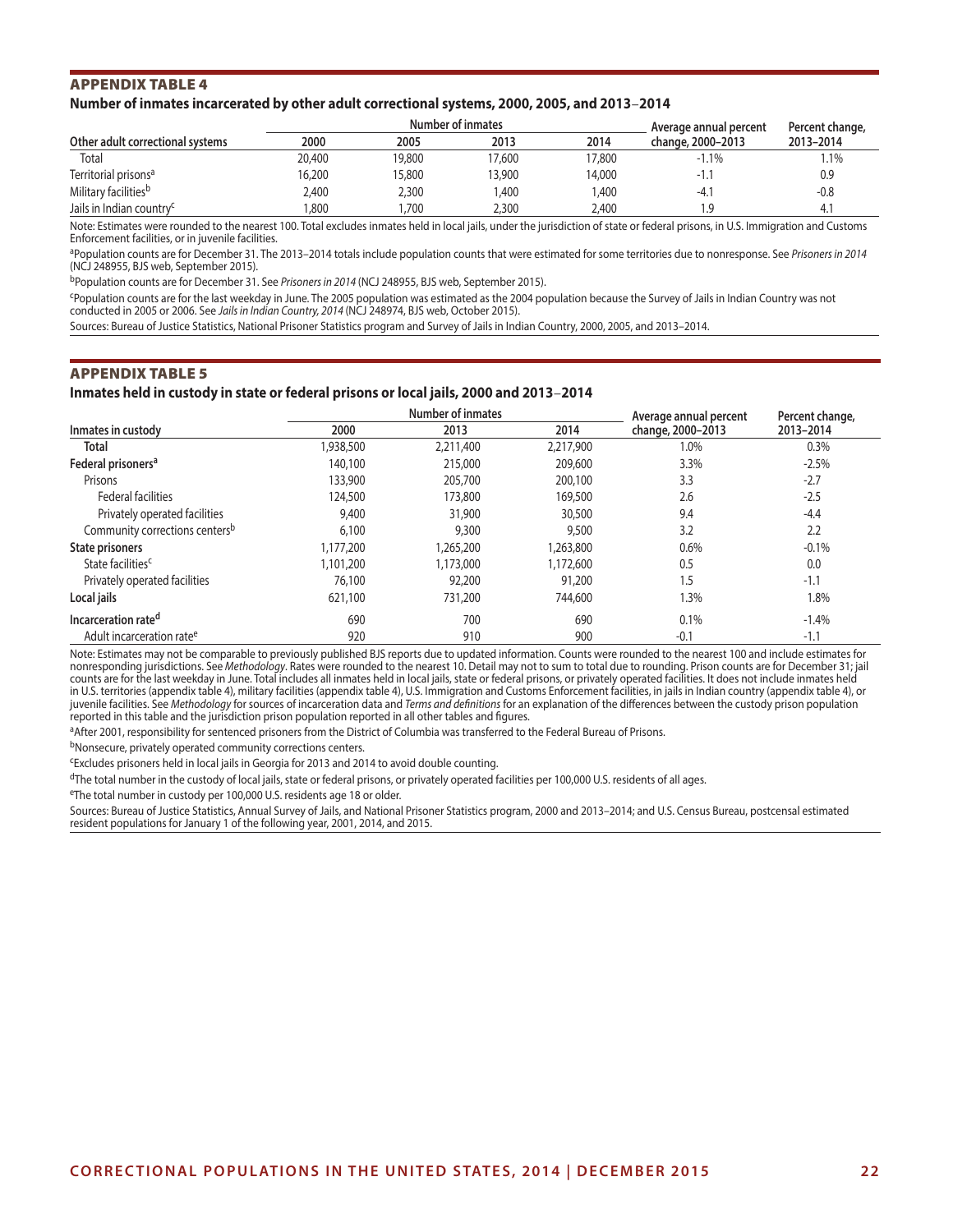## APPENDIX TABLE 4

### Number of inmates incarcerated by other adult correctional systems, 2000, 2005, and 2013–2014

| Other adult correctional systems | Number of inmates | | | | Average annual percent change, 2000–2013 | Percent change, 2013–2014 |
|---|---|---|---|---|---|---|
| | 2000 | 2005 | 2013 | 2014 | | |
| Total | 20,400 | 19,800 | 17,600 | 17,800 | -1.1% | 1.1% |
| Territorial prisons[a] | 16,200 | 15,800 | 13,900 | 14,000 | -1.1 | 0.9 |
| Military facilities[b] | 2,400 | 2,300 | 1,400 | 1,400 | -4.1 | -0.8 |
| Jails in Indian country[c] | 1,800 | 1,700 | 2,300 | 2,400 | 1.9 | 4.1 |

Note: Estimates were rounded to the nearest 100. Total excludes inmates held in local jails, under the jurisdiction of state or federal prisons, in U.S. Immigration and Customs Enforcement facilities, or in juvenile facilities.

[a]Population counts are for December 31. The 2013–2014 totals include population counts that were estimated for some territories due to nonresponse. See *Prisoners in 2014* (NCJ 248955, BJS web, September 2015).

[b]Population counts are for December 31. See *Prisoners in 2014* (NCJ 248955, BJS web, September 2015).

[c]Population counts are for the last weekday in June. The 2005 population was estimated as the 2004 population because the Survey of Jails in Indian Country was not conducted in 2005 or 2006. See *Jails in Indian Country, 2014* (NCJ 248974, BJS web, October 2015).

Sources: Bureau of Justice Statistics, National Prisoner Statistics program and Survey of Jails in Indian Country, 2000, 2005, and 2013–2014.

## APPENDIX TABLE 5

### Inmates held in custody in state or federal prisons or local jails, 2000 and 2013–2014

| Inmates in custody | Number of inmates | | | Average annual percent change, 2000–2013 | Percent change, 2013–2014 |
|---|---|---|---|---|---|
| | 2000 | 2013 | 2014 | | |
| **Total** | 1,938,500 | 2,211,400 | 2,217,900 | 1.0% | 0.3% |
| **Federal prisoners[a]** | 140,100 | 215,000 | 209,600 | 3.3% | -2.5% |
| Prisons | 133,900 | 205,700 | 200,100 | 3.3 | -2.7 |
| Federal facilities | 124,500 | 173,800 | 169,500 | 2.6 | -2.5 |
| Privately operated facilities | 9,400 | 31,900 | 30,500 | 9.4 | -4.4 |
| Community corrections centers[b] | 6,100 | 9,300 | 9,500 | 3.2 | 2.2 |
| **State prisoners** | 1,177,200 | 1,265,200 | 1,263,800 | 0.6% | -0.1% |
| State facilities[c] | 1,101,200 | 1,173,000 | 1,172,600 | 0.5 | 0.0 |
| Privately operated facilities | 76,100 | 92,200 | 91,200 | 1.5 | -1.1 |
| **Local jails** | 621,100 | 731,200 | 744,600 | 1.3% | 1.8% |
| **Incarceration rate[d]** | 690 | 700 | 690 | 0.1% | -1.4% |
| Adult incarceration rate[e] | 920 | 910 | 900 | -0.1 | -1.1 |

Note: Estimates may not be comparable to previously published BJS reports due to updated information. Counts were rounded to the nearest 100 and include estimates for nonresponding jurisdictions. See *Methodology*. Rates were rounded to the nearest 10. Detail may not to sum to total due to rounding. Prison counts are for December 31; jail counts are for the last weekday in June. Total includes all inmates held in local jails, state or federal prisons, or privately operated facilities. It does not include inmates held in U.S. territories (appendix table 4), military facilities (appendix table 4), U.S. Immigration and Customs Enforcement facilities, in jails in Indian country (appendix table 4), or juvenile facilities. See *Methodology* for sources of incarceration data and *Terms and definitions* for an explanation of the differences between the custody prison population reported in this table and the jurisdiction prison population reported in all other tables and figures.

[a]After 2001, responsibility for sentenced prisoners from the District of Columbia was transferred to the Federal Bureau of Prisons.

[b]Nonsecure, privately operated community corrections centers.

[c]Excludes prisoners held in local jails in Georgia for 2013 and 2014 to avoid double counting.

[d]The total number in the custody of local jails, state or federal prisons, or privately operated facilities per 100,000 U.S. residents of all ages.

[e]The total number in custody per 100,000 U.S. residents age 18 or older.

Sources: Bureau of Justice Statistics, Annual Survey of Jails, and National Prisoner Statistics program, 2000 and 2013–2014; and U.S. Census Bureau, postcensal estimated resident populations for January 1 of the following year, 2001, 2014, and 2015.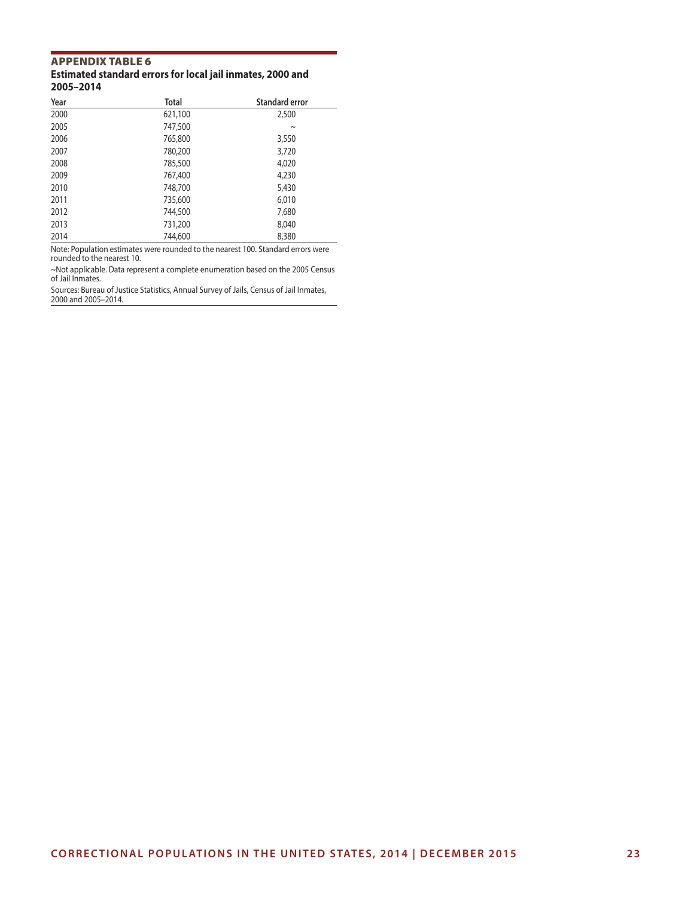### APPENDIX TABLE 6

**Estimated standard errors for local jail inmates, 2000 and 2005–2014**

| Year | Total | Standard error |
|---|---|---|
| 2000 | 621,100 | 2,500 |
| 2005 | 747,500 | ~ |
| 2006 | 765,800 | 3,550 |
| 2007 | 780,200 | 3,720 |
| 2008 | 785,500 | 4,020 |
| 2009 | 767,400 | 4,230 |
| 2010 | 748,700 | 5,430 |
| 2011 | 735,600 | 6,010 |
| 2012 | 744,500 | 7,680 |
| 2013 | 731,200 | 8,040 |
| 2014 | 744,600 | 8,380 |

Note: Population estimates were rounded to the nearest 100. Standard errors were rounded to the nearest 10.

~Not applicable. Data represent a complete enumeration based on the 2005 Census of Jail Inmates.

Sources: Bureau of Justice Statistics, Annual Survey of Jails, Census of Jail Inmates, 2000 and 2005–2014.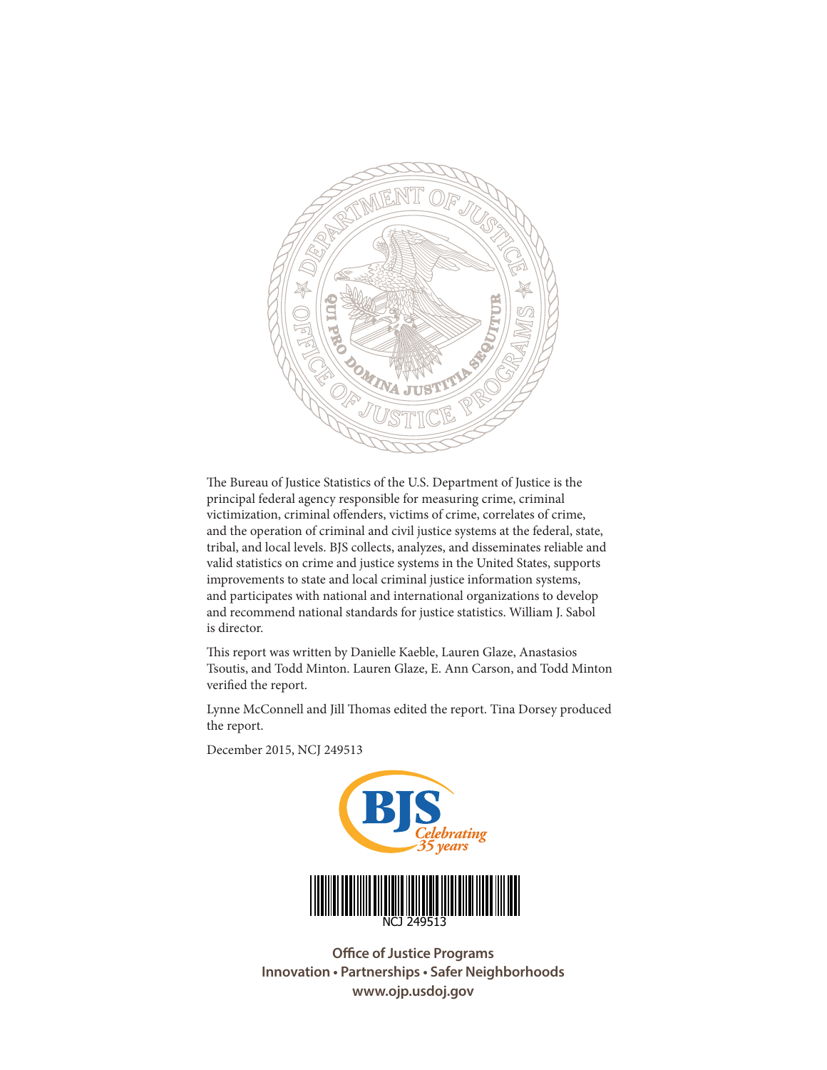The Bureau of Justice Statistics of the U.S. Department of Justice is the principal federal agency responsible for measuring crime, criminal victimization, criminal offenders, victims of crime, correlates of crime, and the operation of criminal and civil justice systems at the federal, state, tribal, and local levels. BJS collects, analyzes, and disseminates reliable and valid statistics on crime and justice systems in the United States, supports improvements to state and local criminal justice information systems, and participates with national and international organizations to develop and recommend national standards for justice statistics. William J. Sabol is director.

This report was written by Danielle Kaeble, Lauren Glaze, Anastasios Tsoutis, and Todd Minton. Lauren Glaze, E. Ann Carson, and Todd Minton verified the report.

Lynne McConnell and Jill Thomas edited the report. Tina Dorsey produced the report.

December 2015, NCJ 249513

NCJ 249513

**Office of Justice Programs**
**Innovation • Partnerships • Safer Neighborhoods**
**www.ojp.usdoj.gov**